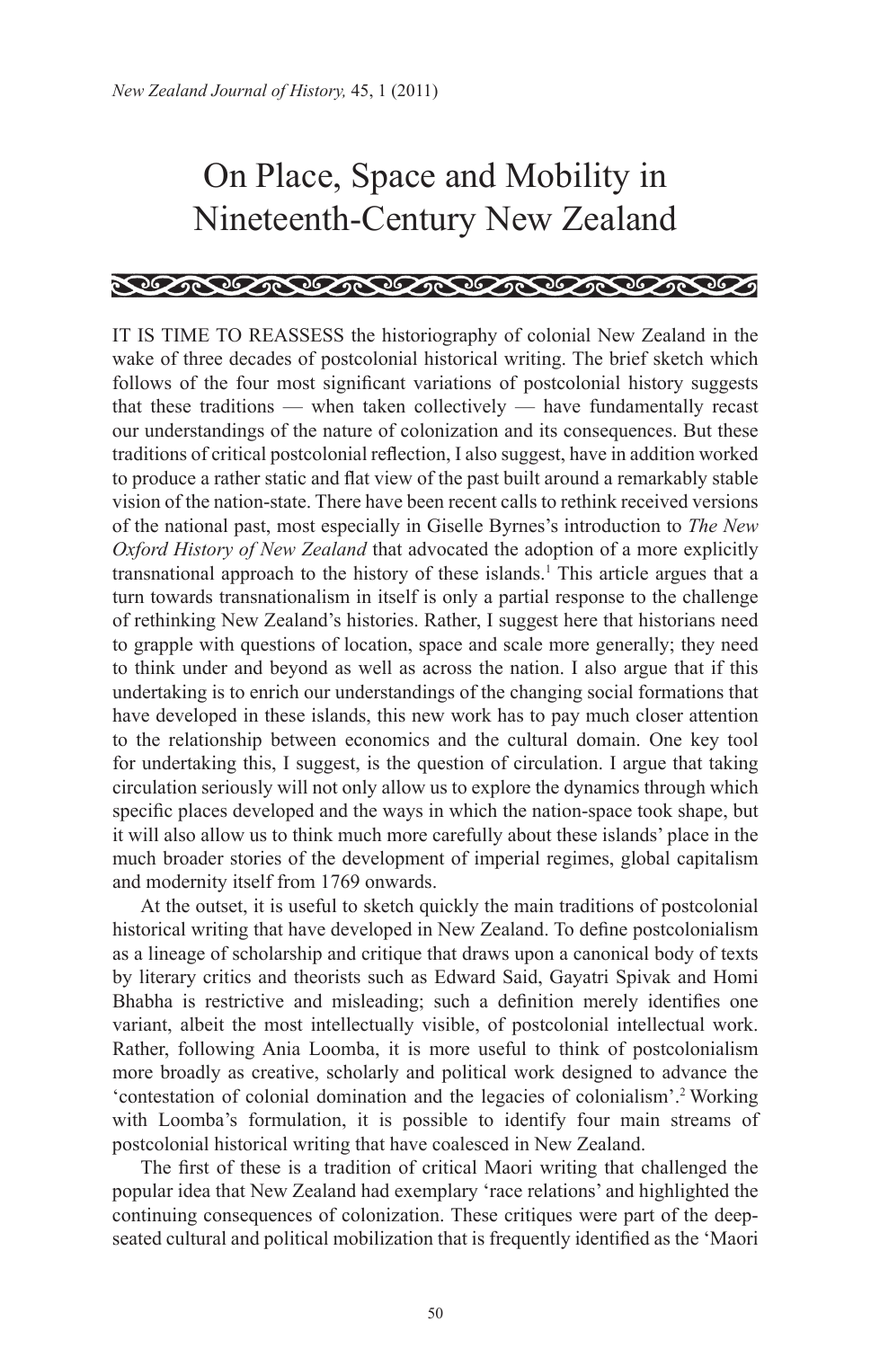# On Place, Space and Mobility in Nineteenth-Century New Zealand

IT IS TIME TO REASSESS the historiography of colonial New Zealand in the wake of three decades of postcolonial historical writing. The brief sketch which follows of the four most significant variations of postcolonial history suggests that these traditions — when taken collectively — have fundamentally recast our understandings of the nature of colonization and its consequences. But these traditions of critical postcolonial reflection, I also suggest, have in addition worked to produce a rather static and flat view of the past built around a remarkably stable vision of the nation-state. There have been recent calls to rethink received versions of the national past, most especially in Giselle Byrnes's introduction to *The New Oxford History of New Zealand* that advocated the adoption of a more explicitly transnational approach to the history of these islands.[1] This article argues that a turn towards transnationalism in itself is only a partial response to the challenge of rethinking New Zealand's histories. Rather, I suggest here that historians need to grapple with questions of location, space and scale more generally; they need to think under and beyond as well as across the nation. I also argue that if this undertaking is to enrich our understandings of the changing social formations that have developed in these islands, this new work has to pay much closer attention to the relationship between economics and the cultural domain. One key tool for undertaking this, I suggest, is the question of circulation. I argue that taking circulation seriously will not only allow us to explore the dynamics through which specific places developed and the ways in which the nation-space took shape, but it will also allow us to think much more carefully about these islands' place in the much broader stories of the development of imperial regimes, global capitalism and modernity itself from 1769 onwards.

At the outset, it is useful to sketch quickly the main traditions of postcolonial historical writing that have developed in New Zealand. To define postcolonialism as a lineage of scholarship and critique that draws upon a canonical body of texts by literary critics and theorists such as Edward Said, Gayatri Spivak and Homi Bhabha is restrictive and misleading; such a definition merely identifies one variant, albeit the most intellectually visible, of postcolonial intellectual work. Rather, following Ania Loomba, it is more useful to think of postcolonialism more broadly as creative, scholarly and political work designed to advance the 'contestation of colonial domination and the legacies of colonialism'.[2] Working with Loomba's formulation, it is possible to identify four main streams of postcolonial historical writing that have coalesced in New Zealand.

The first of these is a tradition of critical Maori writing that challenged the popular idea that New Zealand had exemplary 'race relations' and highlighted the continuing consequences of colonization. These critiques were part of the deep-seated cultural and political mobilization that is frequently identified as the 'Maori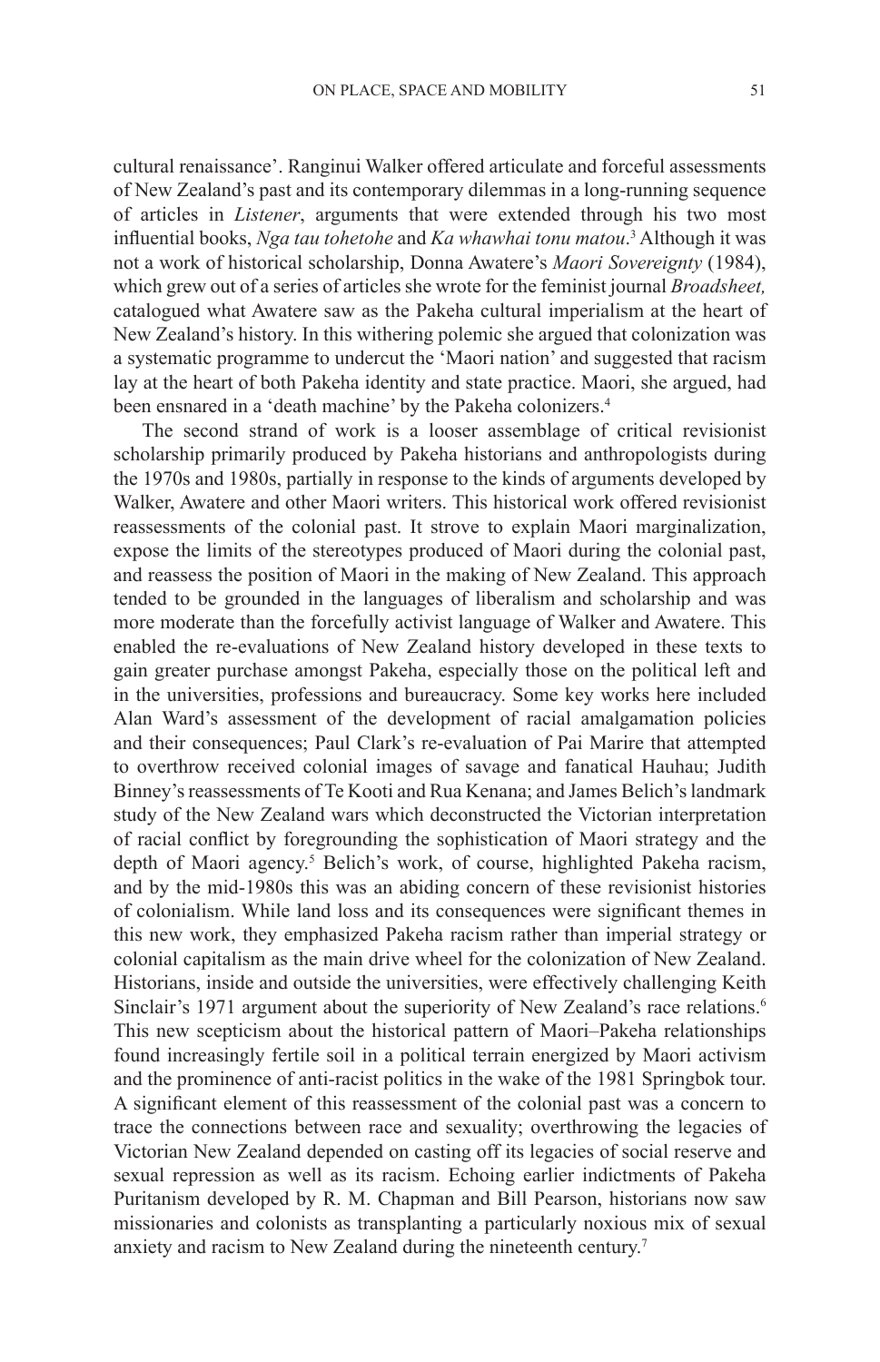cultural renaissance'. Ranginui Walker offered articulate and forceful assessments of New Zealand's past and its contemporary dilemmas in a long-running sequence of articles in *Listener*, arguments that were extended through his two most influential books, *Nga tau tohetohe* and *Ka whawhai tonu matou*.[3] Although it was not a work of historical scholarship, Donna Awatere's *Maori Sovereignty* (1984), which grew out of a series of articles she wrote for the feminist journal *Broadsheet,* catalogued what Awatere saw as the Pakeha cultural imperialism at the heart of New Zealand's history. In this withering polemic she argued that colonization was a systematic programme to undercut the 'Maori nation' and suggested that racism lay at the heart of both Pakeha identity and state practice. Maori, she argued, had been ensnared in a 'death machine' by the Pakeha colonizers.[4]

The second strand of work is a looser assemblage of critical revisionist scholarship primarily produced by Pakeha historians and anthropologists during the 1970s and 1980s, partially in response to the kinds of arguments developed by Walker, Awatere and other Maori writers. This historical work offered revisionist reassessments of the colonial past. It strove to explain Maori marginalization, expose the limits of the stereotypes produced of Maori during the colonial past, and reassess the position of Maori in the making of New Zealand. This approach tended to be grounded in the languages of liberalism and scholarship and was more moderate than the forcefully activist language of Walker and Awatere. This enabled the re-evaluations of New Zealand history developed in these texts to gain greater purchase amongst Pakeha, especially those on the political left and in the universities, professions and bureaucracy. Some key works here included Alan Ward's assessment of the development of racial amalgamation policies and their consequences; Paul Clark's re-evaluation of Pai Marire that attempted to overthrow received colonial images of savage and fanatical Hauhau; Judith Binney's reassessments of Te Kooti and Rua Kenana; and James Belich's landmark study of the New Zealand wars which deconstructed the Victorian interpretation of racial conflict by foregrounding the sophistication of Maori strategy and the depth of Maori agency.[5] Belich's work, of course, highlighted Pakeha racism, and by the mid-1980s this was an abiding concern of these revisionist histories of colonialism. While land loss and its consequences were significant themes in this new work, they emphasized Pakeha racism rather than imperial strategy or colonial capitalism as the main drive wheel for the colonization of New Zealand. Historians, inside and outside the universities, were effectively challenging Keith Sinclair's 1971 argument about the superiority of New Zealand's race relations.[6] This new scepticism about the historical pattern of Maori–Pakeha relationships found increasingly fertile soil in a political terrain energized by Maori activism and the prominence of anti-racist politics in the wake of the 1981 Springbok tour. A significant element of this reassessment of the colonial past was a concern to trace the connections between race and sexuality; overthrowing the legacies of Victorian New Zealand depended on casting off its legacies of social reserve and sexual repression as well as its racism. Echoing earlier indictments of Pakeha Puritanism developed by R. M. Chapman and Bill Pearson, historians now saw missionaries and colonists as transplanting a particularly noxious mix of sexual anxiety and racism to New Zealand during the nineteenth century.[7]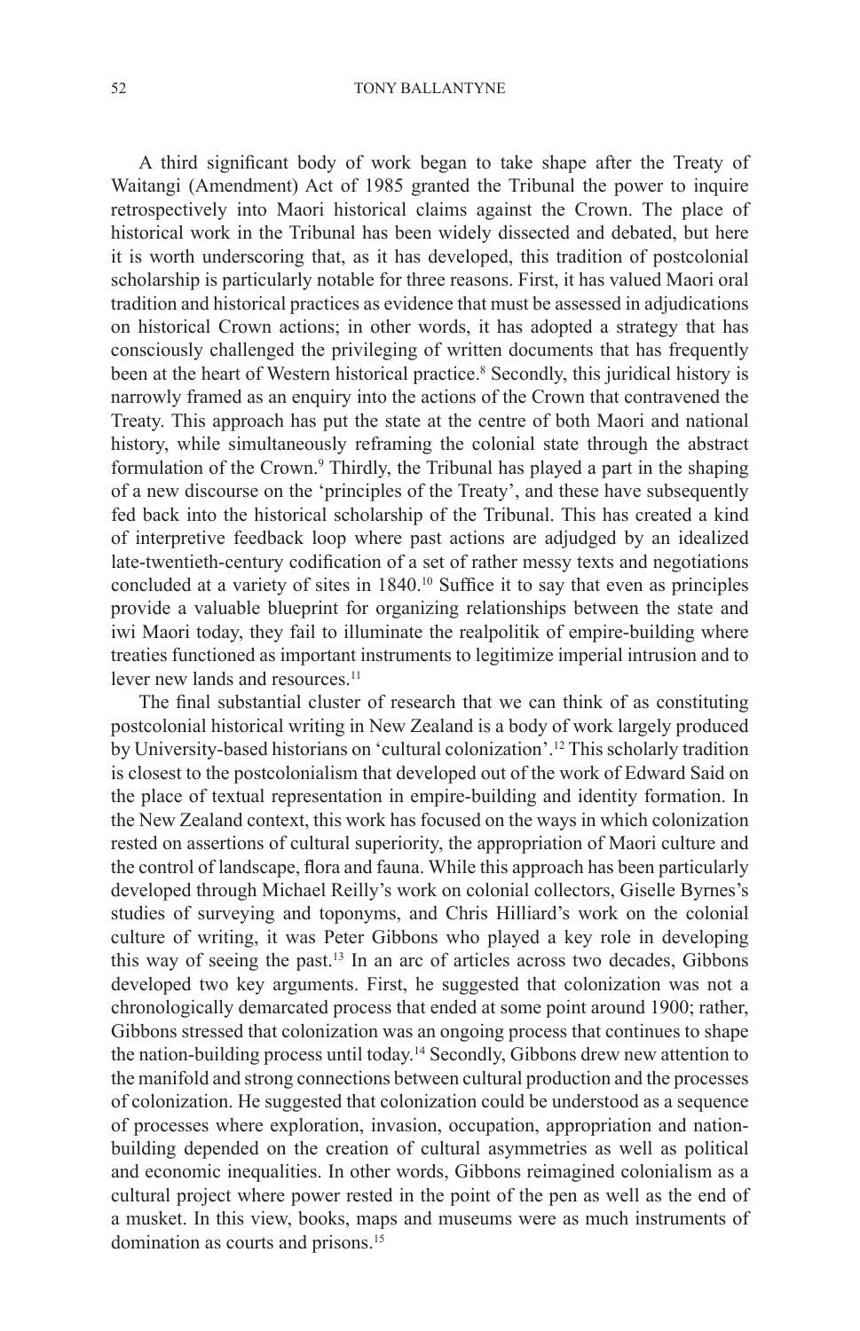A third significant body of work began to take shape after the Treaty of Waitangi (Amendment) Act of 1985 granted the Tribunal the power to inquire retrospectively into Maori historical claims against the Crown. The place of historical work in the Tribunal has been widely dissected and debated, but here it is worth underscoring that, as it has developed, this tradition of postcolonial scholarship is particularly notable for three reasons. First, it has valued Maori oral tradition and historical practices as evidence that must be assessed in adjudications on historical Crown actions; in other words, it has adopted a strategy that has consciously challenged the privileging of written documents that has frequently been at the heart of Western historical practice.[8] Secondly, this juridical history is narrowly framed as an enquiry into the actions of the Crown that contravened the Treaty. This approach has put the state at the centre of both Maori and national history, while simultaneously reframing the colonial state through the abstract formulation of the Crown.[9] Thirdly, the Tribunal has played a part in the shaping of a new discourse on the 'principles of the Treaty', and these have subsequently fed back into the historical scholarship of the Tribunal. This has created a kind of interpretive feedback loop where past actions are adjudged by an idealized late-twentieth-century codification of a set of rather messy texts and negotiations concluded at a variety of sites in 1840.[10] Suffice it to say that even as principles provide a valuable blueprint for organizing relationships between the state and iwi Maori today, they fail to illuminate the realpolitik of empire-building where treaties functioned as important instruments to legitimize imperial intrusion and to lever new lands and resources.[11]

The final substantial cluster of research that we can think of as constituting postcolonial historical writing in New Zealand is a body of work largely produced by University-based historians on 'cultural colonization'.[12] This scholarly tradition is closest to the postcolonialism that developed out of the work of Edward Said on the place of textual representation in empire-building and identity formation. In the New Zealand context, this work has focused on the ways in which colonization rested on assertions of cultural superiority, the appropriation of Maori culture and the control of landscape, flora and fauna. While this approach has been particularly developed through Michael Reilly's work on colonial collectors, Giselle Byrnes's studies of surveying and toponyms, and Chris Hilliard's work on the colonial culture of writing, it was Peter Gibbons who played a key role in developing this way of seeing the past.[13] In an arc of articles across two decades, Gibbons developed two key arguments. First, he suggested that colonization was not a chronologically demarcated process that ended at some point around 1900; rather, Gibbons stressed that colonization was an ongoing process that continues to shape the nation-building process until today.[14] Secondly, Gibbons drew new attention to the manifold and strong connections between cultural production and the processes of colonization. He suggested that colonization could be understood as a sequence of processes where exploration, invasion, occupation, appropriation and nation-building depended on the creation of cultural asymmetries as well as political and economic inequalities. In other words, Gibbons reimagined colonialism as a cultural project where power rested in the point of the pen as well as the end of a musket. In this view, books, maps and museums were as much instruments of domination as courts and prisons.[15]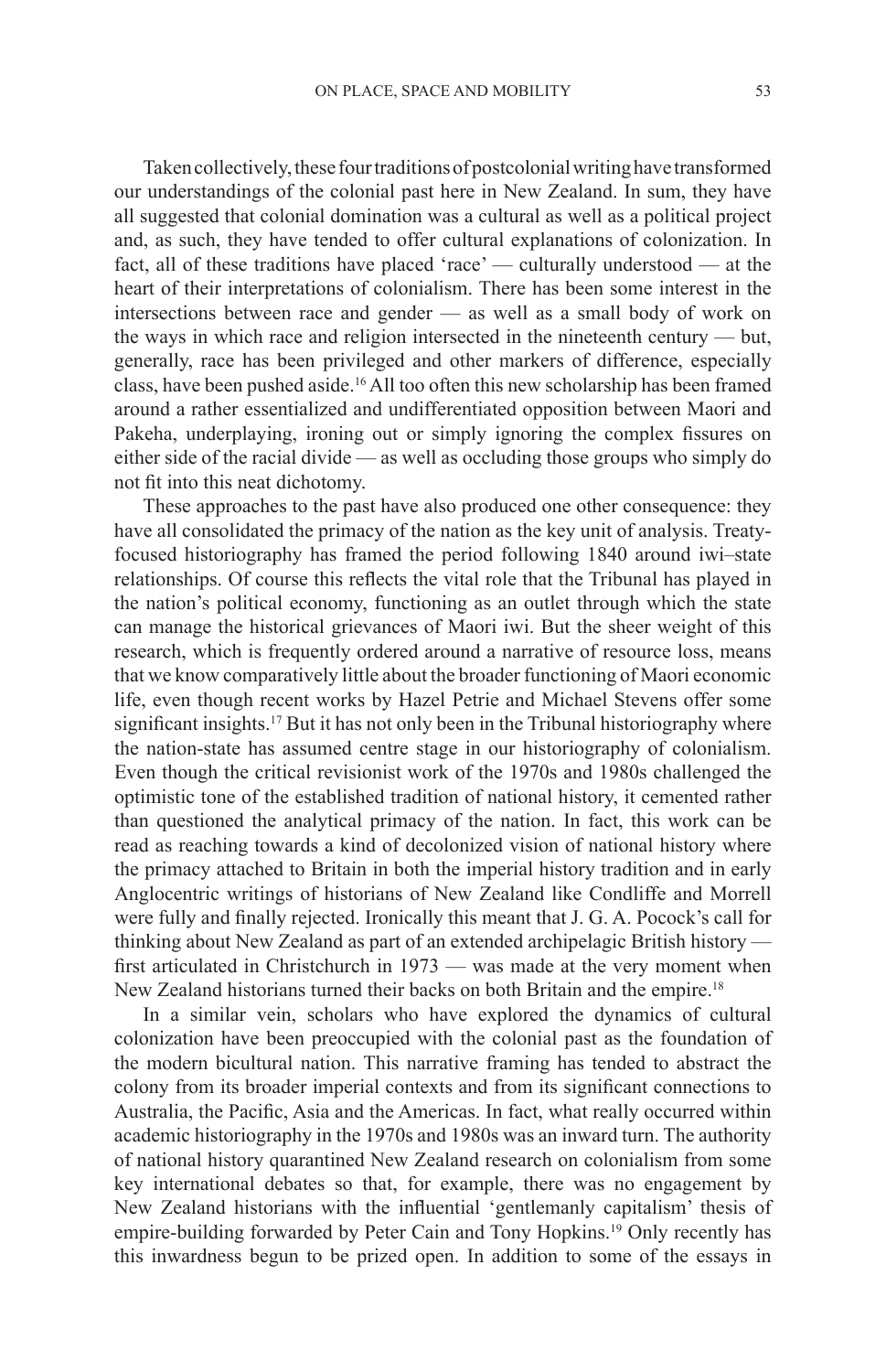Taken collectively, these four traditions of postcolonial writing have transformed our understandings of the colonial past here in New Zealand. In sum, they have all suggested that colonial domination was a cultural as well as a political project and, as such, they have tended to offer cultural explanations of colonization. In fact, all of these traditions have placed 'race' — culturally understood — at the heart of their interpretations of colonialism. There has been some interest in the intersections between race and gender — as well as a small body of work on the ways in which race and religion intersected in the nineteenth century — but, generally, race has been privileged and other markers of difference, especially class, have been pushed aside.[16] All too often this new scholarship has been framed around a rather essentialized and undifferentiated opposition between Maori and Pakeha, underplaying, ironing out or simply ignoring the complex fissures on either side of the racial divide — as well as occluding those groups who simply do not fit into this neat dichotomy.

These approaches to the past have also produced one other consequence: they have all consolidated the primacy of the nation as the key unit of analysis. Treaty-focused historiography has framed the period following 1840 around iwi–state relationships. Of course this reflects the vital role that the Tribunal has played in the nation's political economy, functioning as an outlet through which the state can manage the historical grievances of Maori iwi. But the sheer weight of this research, which is frequently ordered around a narrative of resource loss, means that we know comparatively little about the broader functioning of Maori economic life, even though recent works by Hazel Petrie and Michael Stevens offer some significant insights.[17] But it has not only been in the Tribunal historiography where the nation-state has assumed centre stage in our historiography of colonialism. Even though the critical revisionist work of the 1970s and 1980s challenged the optimistic tone of the established tradition of national history, it cemented rather than questioned the analytical primacy of the nation. In fact, this work can be read as reaching towards a kind of decolonized vision of national history where the primacy attached to Britain in both the imperial history tradition and in early Anglocentric writings of historians of New Zealand like Condliffe and Morrell were fully and finally rejected. Ironically this meant that J. G. A. Pocock's call for thinking about New Zealand as part of an extended archipelagic British history — first articulated in Christchurch in 1973 — was made at the very moment when New Zealand historians turned their backs on both Britain and the empire.[18]

In a similar vein, scholars who have explored the dynamics of cultural colonization have been preoccupied with the colonial past as the foundation of the modern bicultural nation. This narrative framing has tended to abstract the colony from its broader imperial contexts and from its significant connections to Australia, the Pacific, Asia and the Americas. In fact, what really occurred within academic historiography in the 1970s and 1980s was an inward turn. The authority of national history quarantined New Zealand research on colonialism from some key international debates so that, for example, there was no engagement by New Zealand historians with the influential 'gentlemanly capitalism' thesis of empire-building forwarded by Peter Cain and Tony Hopkins.[19] Only recently has this inwardness begun to be prized open. In addition to some of the essays in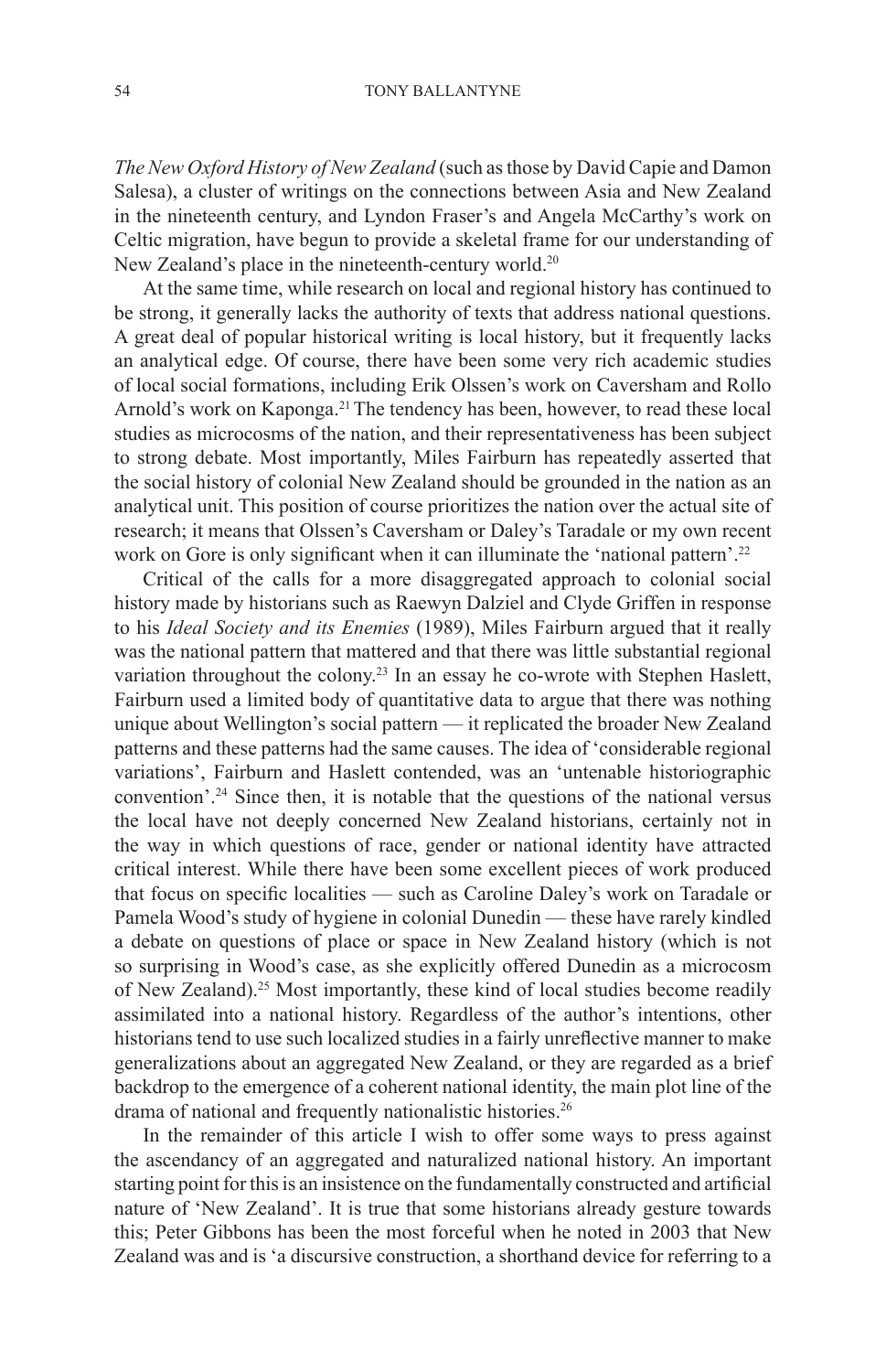*The New Oxford History of New Zealand* (such as those by David Capie and Damon Salesa), a cluster of writings on the connections between Asia and New Zealand in the nineteenth century, and Lyndon Fraser's and Angela McCarthy's work on Celtic migration, have begun to provide a skeletal frame for our understanding of New Zealand's place in the nineteenth-century world.[20]

At the same time, while research on local and regional history has continued to be strong, it generally lacks the authority of texts that address national questions. A great deal of popular historical writing is local history, but it frequently lacks an analytical edge. Of course, there have been some very rich academic studies of local social formations, including Erik Olssen's work on Caversham and Rollo Arnold's work on Kaponga.[21] The tendency has been, however, to read these local studies as microcosms of the nation, and their representativeness has been subject to strong debate. Most importantly, Miles Fairburn has repeatedly asserted that the social history of colonial New Zealand should be grounded in the nation as an analytical unit. This position of course prioritizes the nation over the actual site of research; it means that Olssen's Caversham or Daley's Taradale or my own recent work on Gore is only significant when it can illuminate the 'national pattern'.[22]

Critical of the calls for a more disaggregated approach to colonial social history made by historians such as Raewyn Dalziel and Clyde Griffen in response to his *Ideal Society and its Enemies* (1989), Miles Fairburn argued that it really was the national pattern that mattered and that there was little substantial regional variation throughout the colony.[23] In an essay he co-wrote with Stephen Haslett, Fairburn used a limited body of quantitative data to argue that there was nothing unique about Wellington's social pattern — it replicated the broader New Zealand patterns and these patterns had the same causes. The idea of 'considerable regional variations', Fairburn and Haslett contended, was an 'untenable historiographic convention'.[24] Since then, it is notable that the questions of the national versus the local have not deeply concerned New Zealand historians, certainly not in the way in which questions of race, gender or national identity have attracted critical interest. While there have been some excellent pieces of work produced that focus on specific localities — such as Caroline Daley's work on Taradale or Pamela Wood's study of hygiene in colonial Dunedin — these have rarely kindled a debate on questions of place or space in New Zealand history (which is not so surprising in Wood's case, as she explicitly offered Dunedin as a microcosm of New Zealand).[25] Most importantly, these kind of local studies become readily assimilated into a national history. Regardless of the author's intentions, other historians tend to use such localized studies in a fairly unreflective manner to make generalizations about an aggregated New Zealand, or they are regarded as a brief backdrop to the emergence of a coherent national identity, the main plot line of the drama of national and frequently nationalistic histories.[26]

In the remainder of this article I wish to offer some ways to press against the ascendancy of an aggregated and naturalized national history. An important starting point for this is an insistence on the fundamentally constructed and artificial nature of 'New Zealand'. It is true that some historians already gesture towards this; Peter Gibbons has been the most forceful when he noted in 2003 that New Zealand was and is 'a discursive construction, a shorthand device for referring to a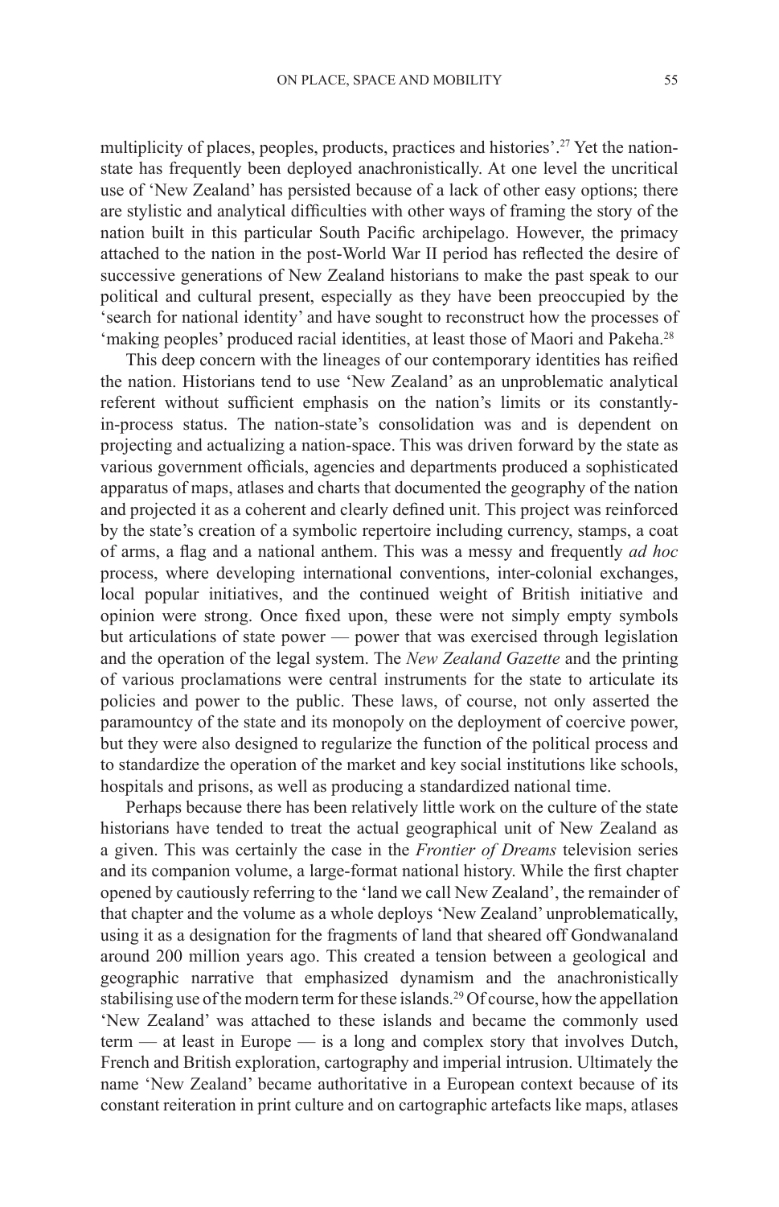multiplicity of places, peoples, products, practices and histories'.[27] Yet the nation-state has frequently been deployed anachronistically. At one level the uncritical use of 'New Zealand' has persisted because of a lack of other easy options; there are stylistic and analytical difficulties with other ways of framing the story of the nation built in this particular South Pacific archipelago. However, the primacy attached to the nation in the post-World War II period has reflected the desire of successive generations of New Zealand historians to make the past speak to our political and cultural present, especially as they have been preoccupied by the 'search for national identity' and have sought to reconstruct how the processes of 'making peoples' produced racial identities, at least those of Maori and Pakeha.[28]

This deep concern with the lineages of our contemporary identities has reified the nation. Historians tend to use 'New Zealand' as an unproblematic analytical referent without sufficient emphasis on the nation's limits or its constantly-in-process status. The nation-state's consolidation was and is dependent on projecting and actualizing a nation-space. This was driven forward by the state as various government officials, agencies and departments produced a sophisticated apparatus of maps, atlases and charts that documented the geography of the nation and projected it as a coherent and clearly defined unit. This project was reinforced by the state's creation of a symbolic repertoire including currency, stamps, a coat of arms, a flag and a national anthem. This was a messy and frequently *ad hoc* process, where developing international conventions, inter-colonial exchanges, local popular initiatives, and the continued weight of British initiative and opinion were strong. Once fixed upon, these were not simply empty symbols but articulations of state power — power that was exercised through legislation and the operation of the legal system. The *New Zealand Gazette* and the printing of various proclamations were central instruments for the state to articulate its policies and power to the public. These laws, of course, not only asserted the paramountcy of the state and its monopoly on the deployment of coercive power, but they were also designed to regularize the function of the political process and to standardize the operation of the market and key social institutions like schools, hospitals and prisons, as well as producing a standardized national time.

Perhaps because there has been relatively little work on the culture of the state historians have tended to treat the actual geographical unit of New Zealand as a given. This was certainly the case in the *Frontier of Dreams* television series and its companion volume, a large-format national history. While the first chapter opened by cautiously referring to the 'land we call New Zealand', the remainder of that chapter and the volume as a whole deploys 'New Zealand' unproblematically, using it as a designation for the fragments of land that sheared off Gondwanaland around 200 million years ago. This created a tension between a geological and geographic narrative that emphasized dynamism and the anachronistically stabilising use of the modern term for these islands.[29] Of course, how the appellation 'New Zealand' was attached to these islands and became the commonly used term — at least in Europe — is a long and complex story that involves Dutch, French and British exploration, cartography and imperial intrusion. Ultimately the name 'New Zealand' became authoritative in a European context because of its constant reiteration in print culture and on cartographic artefacts like maps, atlases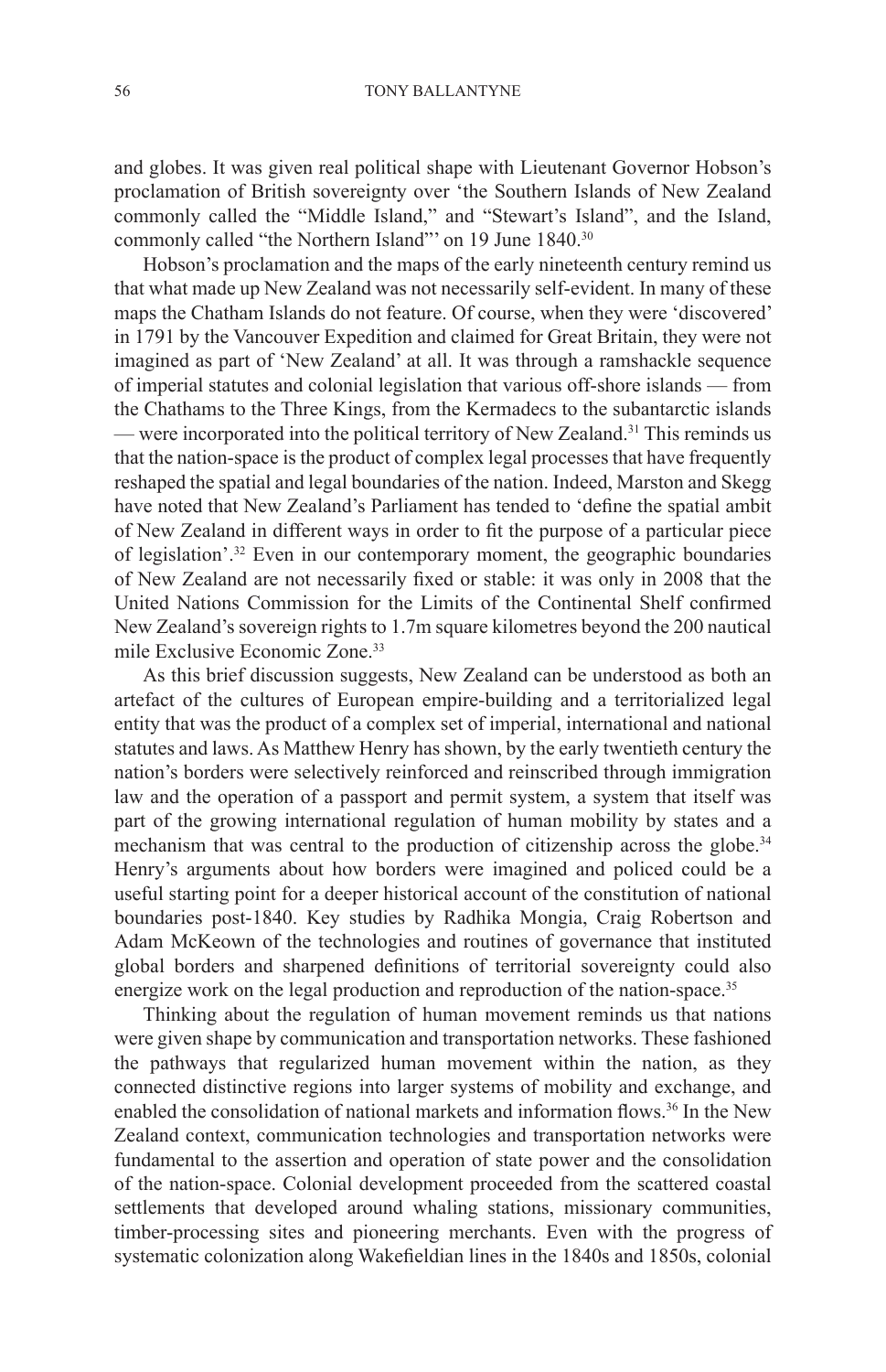and globes. It was given real political shape with Lieutenant Governor Hobson's proclamation of British sovereignty over 'the Southern Islands of New Zealand commonly called the "Middle Island," and "Stewart's Island", and the Island, commonly called "the Northern Island"' on 19 June 1840.[30]

Hobson's proclamation and the maps of the early nineteenth century remind us that what made up New Zealand was not necessarily self-evident. In many of these maps the Chatham Islands do not feature. Of course, when they were 'discovered' in 1791 by the Vancouver Expedition and claimed for Great Britain, they were not imagined as part of 'New Zealand' at all. It was through a ramshackle sequence of imperial statutes and colonial legislation that various off-shore islands — from the Chathams to the Three Kings, from the Kermadecs to the subantarctic islands — were incorporated into the political territory of New Zealand.[31] This reminds us that the nation-space is the product of complex legal processes that have frequently reshaped the spatial and legal boundaries of the nation. Indeed, Marston and Skegg have noted that New Zealand's Parliament has tended to 'define the spatial ambit of New Zealand in different ways in order to fit the purpose of a particular piece of legislation'.[32] Even in our contemporary moment, the geographic boundaries of New Zealand are not necessarily fixed or stable: it was only in 2008 that the United Nations Commission for the Limits of the Continental Shelf confirmed New Zealand's sovereign rights to 1.7m square kilometres beyond the 200 nautical mile Exclusive Economic Zone.[33]

As this brief discussion suggests, New Zealand can be understood as both an artefact of the cultures of European empire-building and a territorialized legal entity that was the product of a complex set of imperial, international and national statutes and laws. As Matthew Henry has shown, by the early twentieth century the nation's borders were selectively reinforced and reinscribed through immigration law and the operation of a passport and permit system, a system that itself was part of the growing international regulation of human mobility by states and a mechanism that was central to the production of citizenship across the globe.[34] Henry's arguments about how borders were imagined and policed could be a useful starting point for a deeper historical account of the constitution of national boundaries post-1840. Key studies by Radhika Mongia, Craig Robertson and Adam McKeown of the technologies and routines of governance that instituted global borders and sharpened definitions of territorial sovereignty could also energize work on the legal production and reproduction of the nation-space.[35]

Thinking about the regulation of human movement reminds us that nations were given shape by communication and transportation networks. These fashioned the pathways that regularized human movement within the nation, as they connected distinctive regions into larger systems of mobility and exchange, and enabled the consolidation of national markets and information flows.[36] In the New Zealand context, communication technologies and transportation networks were fundamental to the assertion and operation of state power and the consolidation of the nation-space. Colonial development proceeded from the scattered coastal settlements that developed around whaling stations, missionary communities, timber-processing sites and pioneering merchants. Even with the progress of systematic colonization along Wakefieldian lines in the 1840s and 1850s, colonial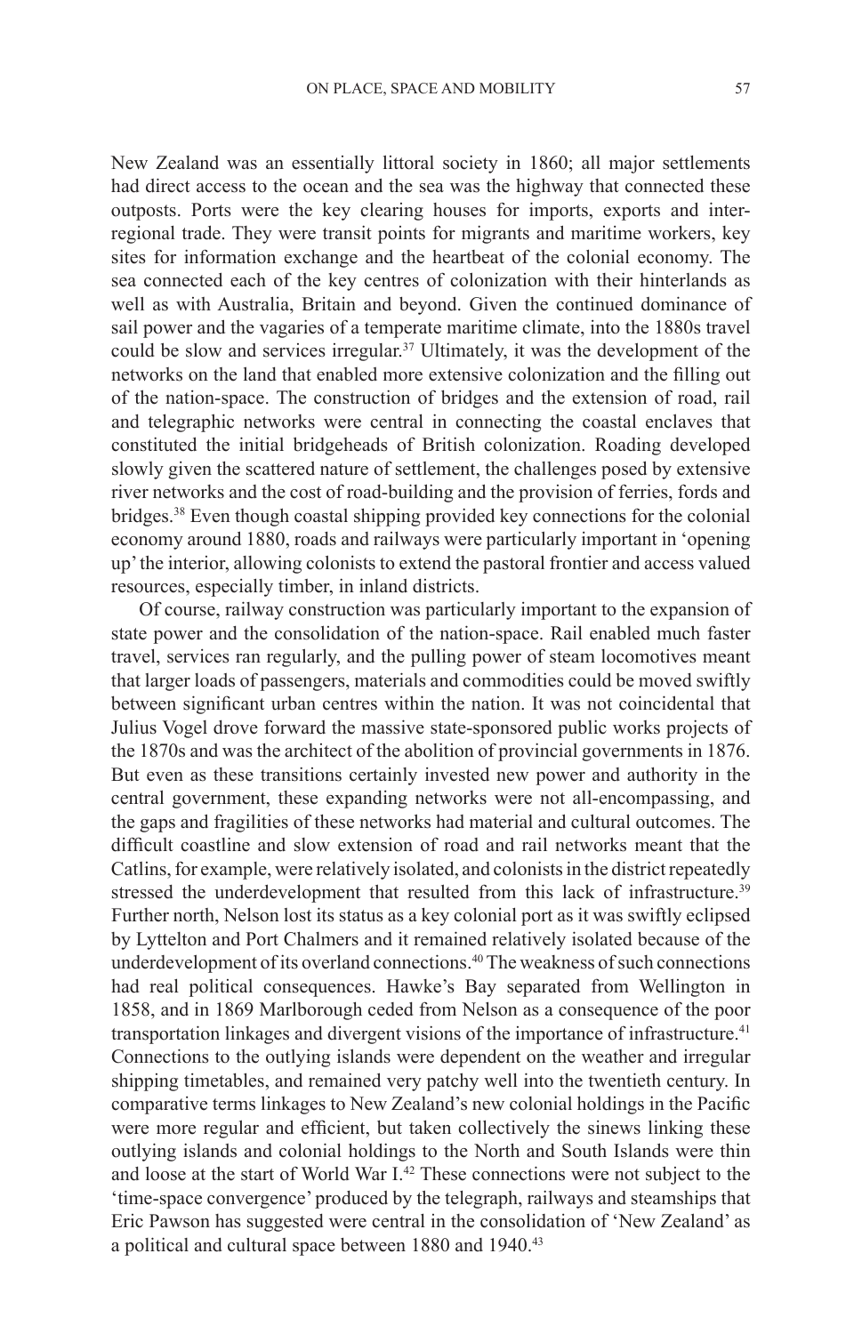New Zealand was an essentially littoral society in 1860; all major settlements had direct access to the ocean and the sea was the highway that connected these outposts. Ports were the key clearing houses for imports, exports and inter-regional trade. They were transit points for migrants and maritime workers, key sites for information exchange and the heartbeat of the colonial economy. The sea connected each of the key centres of colonization with their hinterlands as well as with Australia, Britain and beyond. Given the continued dominance of sail power and the vagaries of a temperate maritime climate, into the 1880s travel could be slow and services irregular.[37] Ultimately, it was the development of the networks on the land that enabled more extensive colonization and the filling out of the nation-space. The construction of bridges and the extension of road, rail and telegraphic networks were central in connecting the coastal enclaves that constituted the initial bridgeheads of British colonization. Roading developed slowly given the scattered nature of settlement, the challenges posed by extensive river networks and the cost of road-building and the provision of ferries, fords and bridges.[38] Even though coastal shipping provided key connections for the colonial economy around 1880, roads and railways were particularly important in 'opening up' the interior, allowing colonists to extend the pastoral frontier and access valued resources, especially timber, in inland districts.

Of course, railway construction was particularly important to the expansion of state power and the consolidation of the nation-space. Rail enabled much faster travel, services ran regularly, and the pulling power of steam locomotives meant that larger loads of passengers, materials and commodities could be moved swiftly between significant urban centres within the nation. It was not coincidental that Julius Vogel drove forward the massive state-sponsored public works projects of the 1870s and was the architect of the abolition of provincial governments in 1876. But even as these transitions certainly invested new power and authority in the central government, these expanding networks were not all-encompassing, and the gaps and fragilities of these networks had material and cultural outcomes. The difficult coastline and slow extension of road and rail networks meant that the Catlins, for example, were relatively isolated, and colonists in the district repeatedly stressed the underdevelopment that resulted from this lack of infrastructure.[39] Further north, Nelson lost its status as a key colonial port as it was swiftly eclipsed by Lyttelton and Port Chalmers and it remained relatively isolated because of the underdevelopment of its overland connections.[40] The weakness of such connections had real political consequences. Hawke's Bay separated from Wellington in 1858, and in 1869 Marlborough ceded from Nelson as a consequence of the poor transportation linkages and divergent visions of the importance of infrastructure.[41] Connections to the outlying islands were dependent on the weather and irregular shipping timetables, and remained very patchy well into the twentieth century. In comparative terms linkages to New Zealand's new colonial holdings in the Pacific were more regular and efficient, but taken collectively the sinews linking these outlying islands and colonial holdings to the North and South Islands were thin and loose at the start of World War I.[42] These connections were not subject to the 'time-space convergence' produced by the telegraph, railways and steamships that Eric Pawson has suggested were central in the consolidation of 'New Zealand' as a political and cultural space between 1880 and 1940.[43]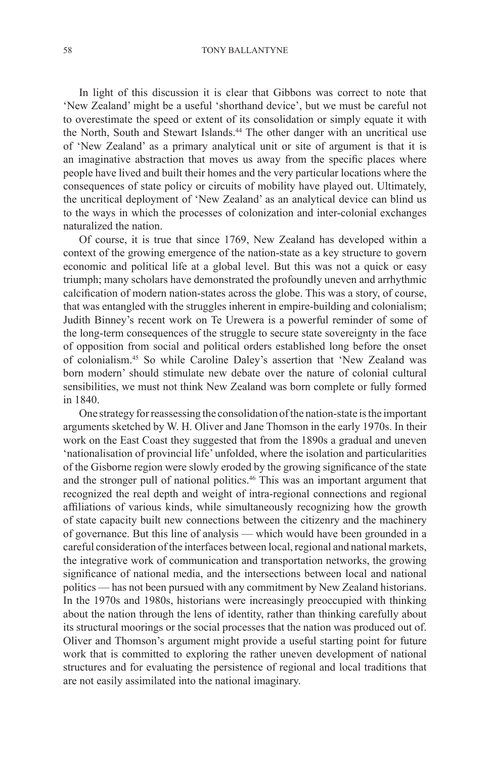In light of this discussion it is clear that Gibbons was correct to note that 'New Zealand' might be a useful 'shorthand device', but we must be careful not to overestimate the speed or extent of its consolidation or simply equate it with the North, South and Stewart Islands.[44] The other danger with an uncritical use of 'New Zealand' as a primary analytical unit or site of argument is that it is an imaginative abstraction that moves us away from the specific places where people have lived and built their homes and the very particular locations where the consequences of state policy or circuits of mobility have played out. Ultimately, the uncritical deployment of 'New Zealand' as an analytical device can blind us to the ways in which the processes of colonization and inter-colonial exchanges naturalized the nation.

Of course, it is true that since 1769, New Zealand has developed within a context of the growing emergence of the nation-state as a key structure to govern economic and political life at a global level. But this was not a quick or easy triumph; many scholars have demonstrated the profoundly uneven and arrhythmic calcification of modern nation-states across the globe. This was a story, of course, that was entangled with the struggles inherent in empire-building and colonialism; Judith Binney's recent work on Te Urewera is a powerful reminder of some of the long-term consequences of the struggle to secure state sovereignty in the face of opposition from social and political orders established long before the onset of colonialism.[45] So while Caroline Daley's assertion that 'New Zealand was born modern' should stimulate new debate over the nature of colonial cultural sensibilities, we must not think New Zealand was born complete or fully formed in 1840.

One strategy for reassessing the consolidation of the nation-state is the important arguments sketched by W. H. Oliver and Jane Thomson in the early 1970s. In their work on the East Coast they suggested that from the 1890s a gradual and uneven 'nationalisation of provincial life' unfolded, where the isolation and particularities of the Gisborne region were slowly eroded by the growing significance of the state and the stronger pull of national politics.[46] This was an important argument that recognized the real depth and weight of intra-regional connections and regional affiliations of various kinds, while simultaneously recognizing how the growth of state capacity built new connections between the citizenry and the machinery of governance. But this line of analysis — which would have been grounded in a careful consideration of the interfaces between local, regional and national markets, the integrative work of communication and transportation networks, the growing significance of national media, and the intersections between local and national politics — has not been pursued with any commitment by New Zealand historians. In the 1970s and 1980s, historians were increasingly preoccupied with thinking about the nation through the lens of identity, rather than thinking carefully about its structural moorings or the social processes that the nation was produced out of. Oliver and Thomson's argument might provide a useful starting point for future work that is committed to exploring the rather uneven development of national structures and for evaluating the persistence of regional and local traditions that are not easily assimilated into the national imaginary.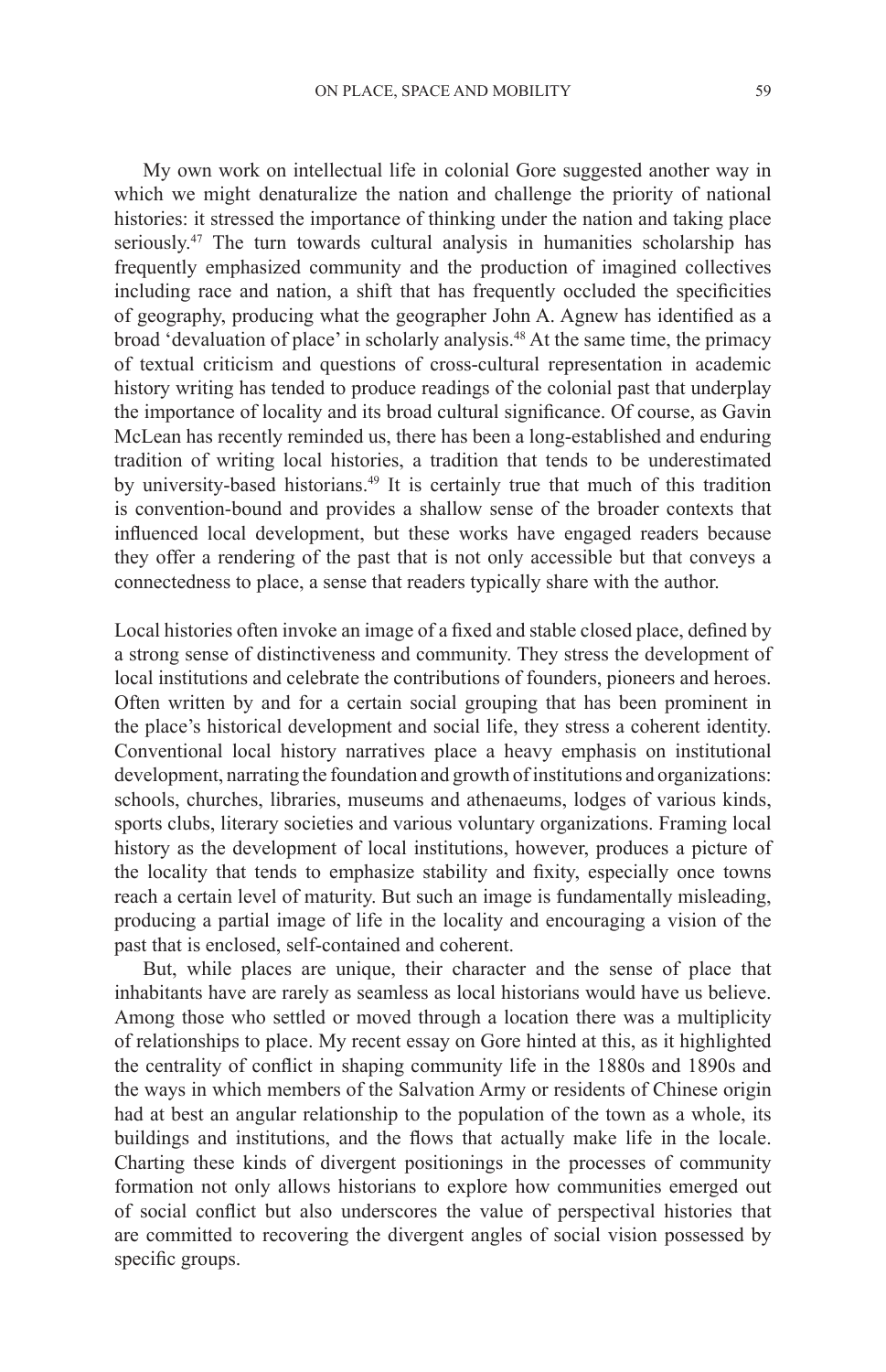My own work on intellectual life in colonial Gore suggested another way in which we might denaturalize the nation and challenge the priority of national histories: it stressed the importance of thinking under the nation and taking place seriously.[47] The turn towards cultural analysis in humanities scholarship has frequently emphasized community and the production of imagined collectives including race and nation, a shift that has frequently occluded the specificities of geography, producing what the geographer John A. Agnew has identified as a broad 'devaluation of place' in scholarly analysis.[48] At the same time, the primacy of textual criticism and questions of cross-cultural representation in academic history writing has tended to produce readings of the colonial past that underplay the importance of locality and its broad cultural significance. Of course, as Gavin McLean has recently reminded us, there has been a long-established and enduring tradition of writing local histories, a tradition that tends to be underestimated by university-based historians.[49] It is certainly true that much of this tradition is convention-bound and provides a shallow sense of the broader contexts that influenced local development, but these works have engaged readers because they offer a rendering of the past that is not only accessible but that conveys a connectedness to place, a sense that readers typically share with the author.

Local histories often invoke an image of a fixed and stable closed place, defined by a strong sense of distinctiveness and community. They stress the development of local institutions and celebrate the contributions of founders, pioneers and heroes. Often written by and for a certain social grouping that has been prominent in the place's historical development and social life, they stress a coherent identity. Conventional local history narratives place a heavy emphasis on institutional development, narrating the foundation and growth of institutions and organizations: schools, churches, libraries, museums and athenaeums, lodges of various kinds, sports clubs, literary societies and various voluntary organizations. Framing local history as the development of local institutions, however, produces a picture of the locality that tends to emphasize stability and fixity, especially once towns reach a certain level of maturity. But such an image is fundamentally misleading, producing a partial image of life in the locality and encouraging a vision of the past that is enclosed, self-contained and coherent.

But, while places are unique, their character and the sense of place that inhabitants have are rarely as seamless as local historians would have us believe. Among those who settled or moved through a location there was a multiplicity of relationships to place. My recent essay on Gore hinted at this, as it highlighted the centrality of conflict in shaping community life in the 1880s and 1890s and the ways in which members of the Salvation Army or residents of Chinese origin had at best an angular relationship to the population of the town as a whole, its buildings and institutions, and the flows that actually make life in the locale. Charting these kinds of divergent positionings in the processes of community formation not only allows historians to explore how communities emerged out of social conflict but also underscores the value of perspectival histories that are committed to recovering the divergent angles of social vision possessed by specific groups.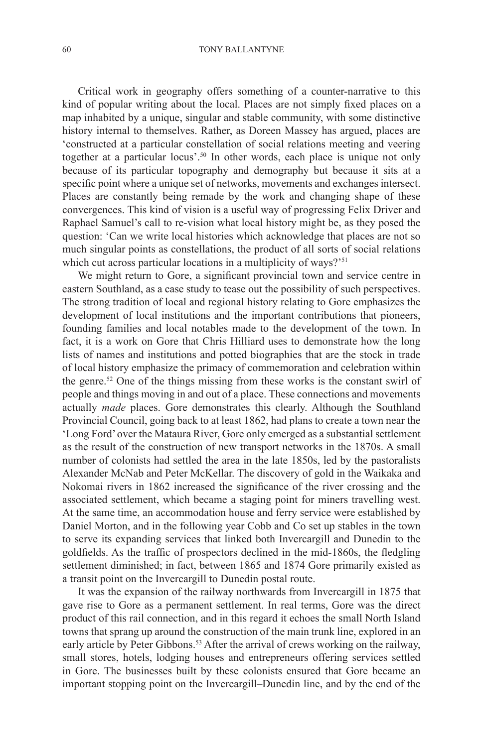Critical work in geography offers something of a counter-narrative to this kind of popular writing about the local. Places are not simply fixed places on a map inhabited by a unique, singular and stable community, with some distinctive history internal to themselves. Rather, as Doreen Massey has argued, places are 'constructed at a particular constellation of social relations meeting and veering together at a particular locus'.[50] In other words, each place is unique not only because of its particular topography and demography but because it sits at a specific point where a unique set of networks, movements and exchanges intersect. Places are constantly being remade by the work and changing shape of these convergences. This kind of vision is a useful way of progressing Felix Driver and Raphael Samuel's call to re-vision what local history might be, as they posed the question: 'Can we write local histories which acknowledge that places are not so much singular points as constellations, the product of all sorts of social relations which cut across particular locations in a multiplicity of ways?'[51]

We might return to Gore, a significant provincial town and service centre in eastern Southland, as a case study to tease out the possibility of such perspectives. The strong tradition of local and regional history relating to Gore emphasizes the development of local institutions and the important contributions that pioneers, founding families and local notables made to the development of the town. In fact, it is a work on Gore that Chris Hilliard uses to demonstrate how the long lists of names and institutions and potted biographies that are the stock in trade of local history emphasize the primacy of commemoration and celebration within the genre.[52] One of the things missing from these works is the constant swirl of people and things moving in and out of a place. These connections and movements actually *made* places. Gore demonstrates this clearly. Although the Southland Provincial Council, going back to at least 1862, had plans to create a town near the 'Long Ford' over the Mataura River, Gore only emerged as a substantial settlement as the result of the construction of new transport networks in the 1870s. A small number of colonists had settled the area in the late 1850s, led by the pastoralists Alexander McNab and Peter McKellar. The discovery of gold in the Waikaka and Nokomai rivers in 1862 increased the significance of the river crossing and the associated settlement, which became a staging point for miners travelling west. At the same time, an accommodation house and ferry service were established by Daniel Morton, and in the following year Cobb and Co set up stables in the town to serve its expanding services that linked both Invercargill and Dunedin to the goldfields. As the traffic of prospectors declined in the mid-1860s, the fledgling settlement diminished; in fact, between 1865 and 1874 Gore primarily existed as a transit point on the Invercargill to Dunedin postal route.

It was the expansion of the railway northwards from Invercargill in 1875 that gave rise to Gore as a permanent settlement. In real terms, Gore was the direct product of this rail connection, and in this regard it echoes the small North Island towns that sprang up around the construction of the main trunk line, explored in an early article by Peter Gibbons.[53] After the arrival of crews working on the railway, small stores, hotels, lodging houses and entrepreneurs offering services settled in Gore. The businesses built by these colonists ensured that Gore became an important stopping point on the Invercargill–Dunedin line, and by the end of the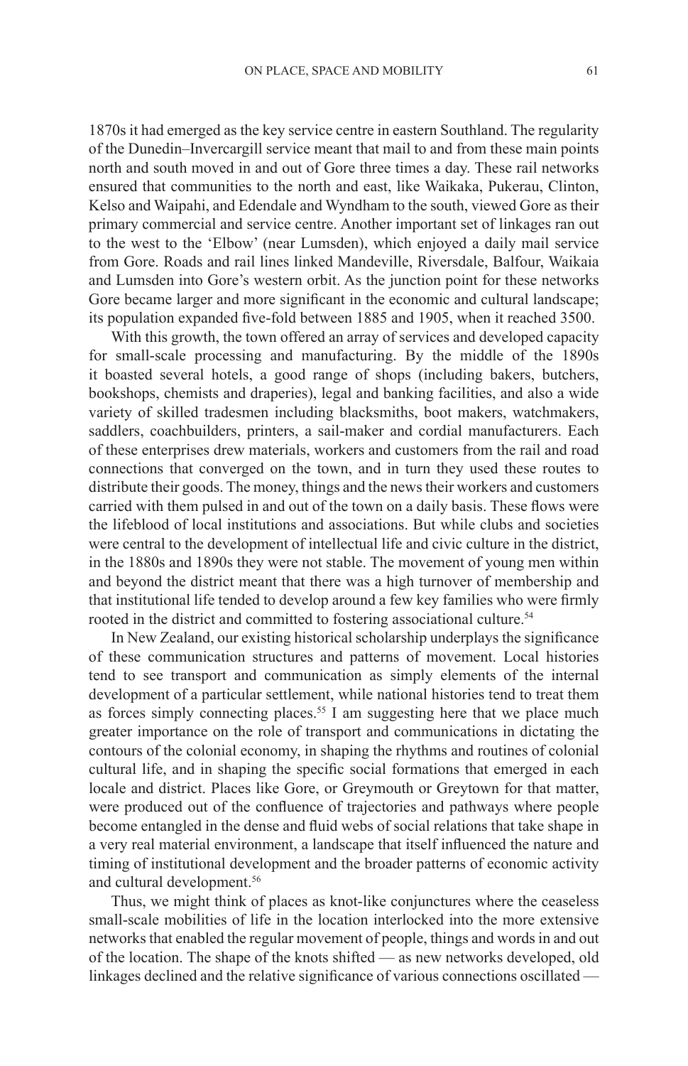1870s it had emerged as the key service centre in eastern Southland. The regularity of the Dunedin–Invercargill service meant that mail to and from these main points north and south moved in and out of Gore three times a day. These rail networks ensured that communities to the north and east, like Waikaka, Pukerau, Clinton, Kelso and Waipahi, and Edendale and Wyndham to the south, viewed Gore as their primary commercial and service centre. Another important set of linkages ran out to the west to the 'Elbow' (near Lumsden), which enjoyed a daily mail service from Gore. Roads and rail lines linked Mandeville, Riversdale, Balfour, Waikaia and Lumsden into Gore's western orbit. As the junction point for these networks Gore became larger and more significant in the economic and cultural landscape; its population expanded five-fold between 1885 and 1905, when it reached 3500.

With this growth, the town offered an array of services and developed capacity for small-scale processing and manufacturing. By the middle of the 1890s it boasted several hotels, a good range of shops (including bakers, butchers, bookshops, chemists and draperies), legal and banking facilities, and also a wide variety of skilled tradesmen including blacksmiths, boot makers, watchmakers, saddlers, coachbuilders, printers, a sail-maker and cordial manufacturers. Each of these enterprises drew materials, workers and customers from the rail and road connections that converged on the town, and in turn they used these routes to distribute their goods. The money, things and the news their workers and customers carried with them pulsed in and out of the town on a daily basis. These flows were the lifeblood of local institutions and associations. But while clubs and societies were central to the development of intellectual life and civic culture in the district, in the 1880s and 1890s they were not stable. The movement of young men within and beyond the district meant that there was a high turnover of membership and that institutional life tended to develop around a few key families who were firmly rooted in the district and committed to fostering associational culture.[54]

In New Zealand, our existing historical scholarship underplays the significance of these communication structures and patterns of movement. Local histories tend to see transport and communication as simply elements of the internal development of a particular settlement, while national histories tend to treat them as forces simply connecting places.[55] I am suggesting here that we place much greater importance on the role of transport and communications in dictating the contours of the colonial economy, in shaping the rhythms and routines of colonial cultural life, and in shaping the specific social formations that emerged in each locale and district. Places like Gore, or Greymouth or Greytown for that matter, were produced out of the confluence of trajectories and pathways where people become entangled in the dense and fluid webs of social relations that take shape in a very real material environment, a landscape that itself influenced the nature and timing of institutional development and the broader patterns of economic activity and cultural development.[56]

Thus, we might think of places as knot-like conjunctures where the ceaseless small-scale mobilities of life in the location interlocked into the more extensive networks that enabled the regular movement of people, things and words in and out of the location. The shape of the knots shifted — as new networks developed, old linkages declined and the relative significance of various connections oscillated —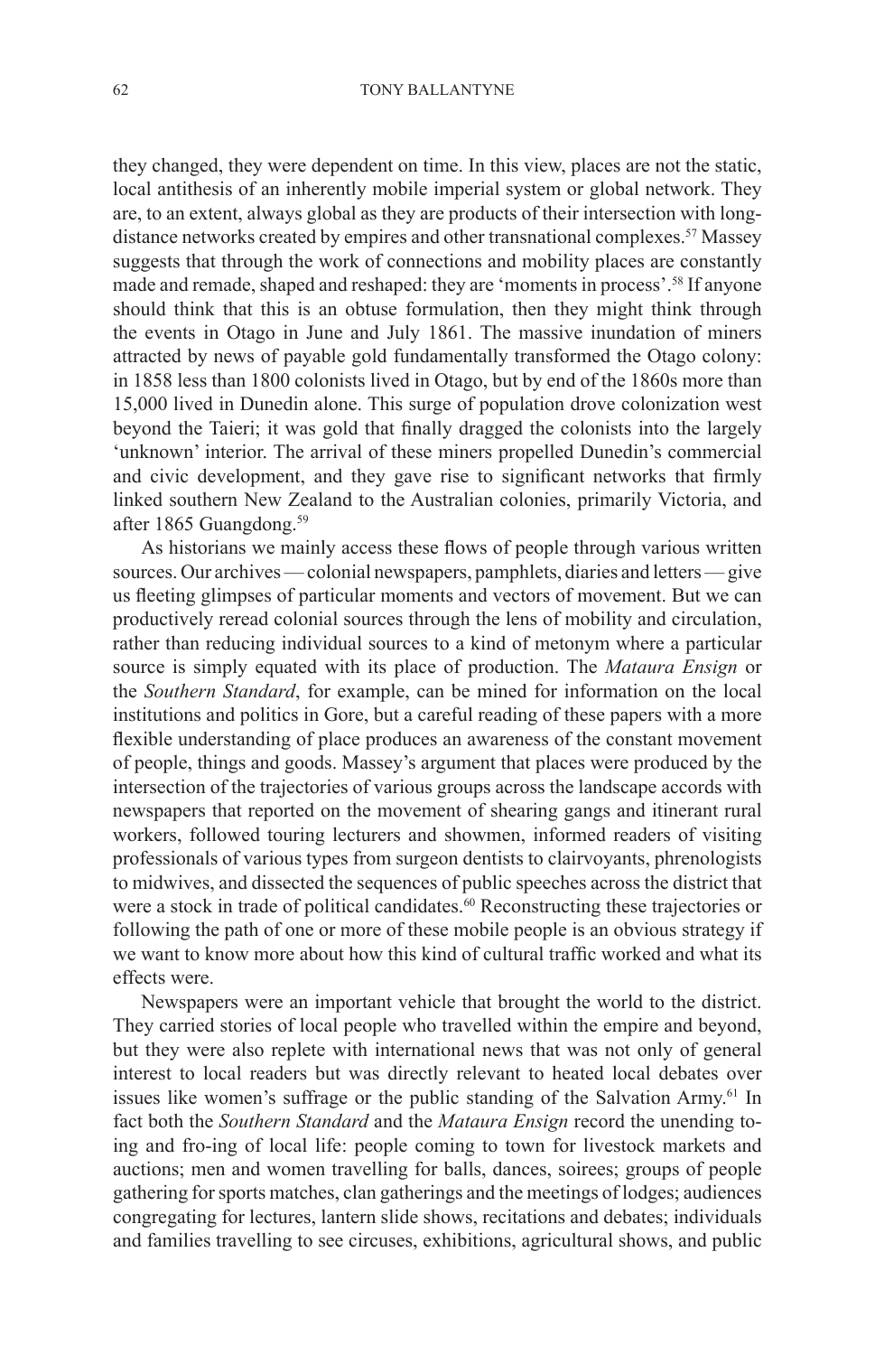they changed, they were dependent on time. In this view, places are not the static, local antithesis of an inherently mobile imperial system or global network. They are, to an extent, always global as they are products of their intersection with long-distance networks created by empires and other transnational complexes.[57] Massey suggests that through the work of connections and mobility places are constantly made and remade, shaped and reshaped: they are 'moments in process'.[58] If anyone should think that this is an obtuse formulation, then they might think through the events in Otago in June and July 1861. The massive inundation of miners attracted by news of payable gold fundamentally transformed the Otago colony: in 1858 less than 1800 colonists lived in Otago, but by end of the 1860s more than 15,000 lived in Dunedin alone. This surge of population drove colonization west beyond the Taieri; it was gold that finally dragged the colonists into the largely 'unknown' interior. The arrival of these miners propelled Dunedin's commercial and civic development, and they gave rise to significant networks that firmly linked southern New Zealand to the Australian colonies, primarily Victoria, and after 1865 Guangdong.[59]

As historians we mainly access these flows of people through various written sources. Our archives — colonial newspapers, pamphlets, diaries and letters — give us fleeting glimpses of particular moments and vectors of movement. But we can productively reread colonial sources through the lens of mobility and circulation, rather than reducing individual sources to a kind of metonym where a particular source is simply equated with its place of production. The *Mataura Ensign* or the *Southern Standard*, for example, can be mined for information on the local institutions and politics in Gore, but a careful reading of these papers with a more flexible understanding of place produces an awareness of the constant movement of people, things and goods. Massey's argument that places were produced by the intersection of the trajectories of various groups across the landscape accords with newspapers that reported on the movement of shearing gangs and itinerant rural workers, followed touring lecturers and showmen, informed readers of visiting professionals of various types from surgeon dentists to clairvoyants, phrenologists to midwives, and dissected the sequences of public speeches across the district that were a stock in trade of political candidates.[60] Reconstructing these trajectories or following the path of one or more of these mobile people is an obvious strategy if we want to know more about how this kind of cultural traffic worked and what its effects were.

Newspapers were an important vehicle that brought the world to the district. They carried stories of local people who travelled within the empire and beyond, but they were also replete with international news that was not only of general interest to local readers but was directly relevant to heated local debates over issues like women's suffrage or the public standing of the Salvation Army.[61] In fact both the *Southern Standard* and the *Mataura Ensign* record the unending to-ing and fro-ing of local life: people coming to town for livestock markets and auctions; men and women travelling for balls, dances, soirees; groups of people gathering for sports matches, clan gatherings and the meetings of lodges; audiences congregating for lectures, lantern slide shows, recitations and debates; individuals and families travelling to see circuses, exhibitions, agricultural shows, and public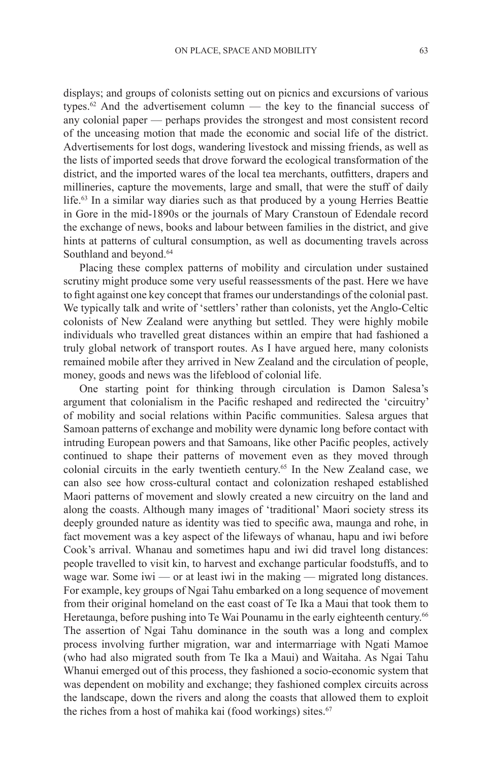displays; and groups of colonists setting out on picnics and excursions of various types.[62] And the advertisement column — the key to the financial success of any colonial paper — perhaps provides the strongest and most consistent record of the unceasing motion that made the economic and social life of the district. Advertisements for lost dogs, wandering livestock and missing friends, as well as the lists of imported seeds that drove forward the ecological transformation of the district, and the imported wares of the local tea merchants, outfitters, drapers and millineries, capture the movements, large and small, that were the stuff of daily life.[63] In a similar way diaries such as that produced by a young Herries Beattie in Gore in the mid-1890s or the journals of Mary Cranstoun of Edendale record the exchange of news, books and labour between families in the district, and give hints at patterns of cultural consumption, as well as documenting travels across Southland and beyond.[64]

Placing these complex patterns of mobility and circulation under sustained scrutiny might produce some very useful reassessments of the past. Here we have to fight against one key concept that frames our understandings of the colonial past. We typically talk and write of 'settlers' rather than colonists, yet the Anglo-Celtic colonists of New Zealand were anything but settled. They were highly mobile individuals who travelled great distances within an empire that had fashioned a truly global network of transport routes. As I have argued here, many colonists remained mobile after they arrived in New Zealand and the circulation of people, money, goods and news was the lifeblood of colonial life.

One starting point for thinking through circulation is Damon Salesa's argument that colonialism in the Pacific reshaped and redirected the 'circuitry' of mobility and social relations within Pacific communities. Salesa argues that Samoan patterns of exchange and mobility were dynamic long before contact with intruding European powers and that Samoans, like other Pacific peoples, actively continued to shape their patterns of movement even as they moved through colonial circuits in the early twentieth century.[65] In the New Zealand case, we can also see how cross-cultural contact and colonization reshaped established Maori patterns of movement and slowly created a new circuitry on the land and along the coasts. Although many images of 'traditional' Maori society stress its deeply grounded nature as identity was tied to specific awa, maunga and rohe, in fact movement was a key aspect of the lifeways of whanau, hapu and iwi before Cook's arrival. Whanau and sometimes hapu and iwi did travel long distances: people travelled to visit kin, to harvest and exchange particular foodstuffs, and to wage war. Some iwi — or at least iwi in the making — migrated long distances. For example, key groups of Ngai Tahu embarked on a long sequence of movement from their original homeland on the east coast of Te Ika a Maui that took them to Heretaunga, before pushing into Te Wai Pounamu in the early eighteenth century.[66] The assertion of Ngai Tahu dominance in the south was a long and complex process involving further migration, war and intermarriage with Ngati Mamoe (who had also migrated south from Te Ika a Maui) and Waitaha. As Ngai Tahu Whanui emerged out of this process, they fashioned a socio-economic system that was dependent on mobility and exchange; they fashioned complex circuits across the landscape, down the rivers and along the coasts that allowed them to exploit the riches from a host of mahika kai (food workings) sites.[67]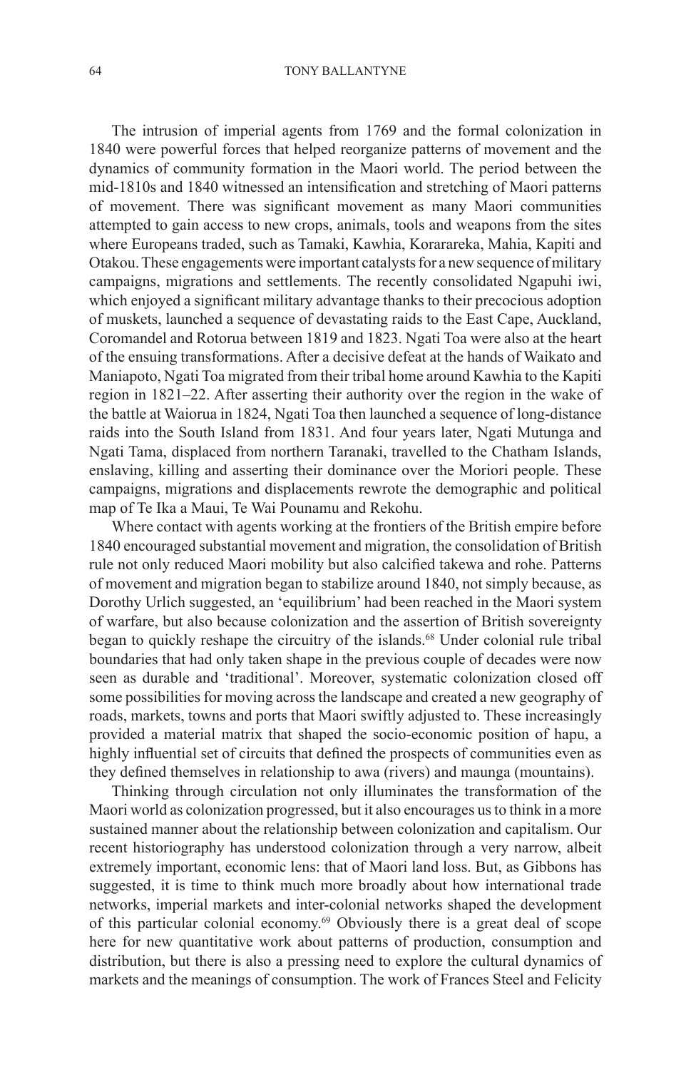The intrusion of imperial agents from 1769 and the formal colonization in 1840 were powerful forces that helped reorganize patterns of movement and the dynamics of community formation in the Maori world. The period between the mid-1810s and 1840 witnessed an intensification and stretching of Maori patterns of movement. There was significant movement as many Maori communities attempted to gain access to new crops, animals, tools and weapons from the sites where Europeans traded, such as Tamaki, Kawhia, Korarareka, Mahia, Kapiti and Otakou. These engagements were important catalysts for a new sequence of military campaigns, migrations and settlements. The recently consolidated Ngapuhi iwi, which enjoyed a significant military advantage thanks to their precocious adoption of muskets, launched a sequence of devastating raids to the East Cape, Auckland, Coromandel and Rotorua between 1819 and 1823. Ngati Toa were also at the heart of the ensuing transformations. After a decisive defeat at the hands of Waikato and Maniapoto, Ngati Toa migrated from their tribal home around Kawhia to the Kapiti region in 1821–22. After asserting their authority over the region in the wake of the battle at Waiorua in 1824, Ngati Toa then launched a sequence of long-distance raids into the South Island from 1831. And four years later, Ngati Mutunga and Ngati Tama, displaced from northern Taranaki, travelled to the Chatham Islands, enslaving, killing and asserting their dominance over the Moriori people. These campaigns, migrations and displacements rewrote the demographic and political map of Te Ika a Maui, Te Wai Pounamu and Rekohu.

Where contact with agents working at the frontiers of the British empire before 1840 encouraged substantial movement and migration, the consolidation of British rule not only reduced Maori mobility but also calcified takewa and rohe. Patterns of movement and migration began to stabilize around 1840, not simply because, as Dorothy Urlich suggested, an 'equilibrium' had been reached in the Maori system of warfare, but also because colonization and the assertion of British sovereignty began to quickly reshape the circuitry of the islands.[68] Under colonial rule tribal boundaries that had only taken shape in the previous couple of decades were now seen as durable and 'traditional'. Moreover, systematic colonization closed off some possibilities for moving across the landscape and created a new geography of roads, markets, towns and ports that Maori swiftly adjusted to. These increasingly provided a material matrix that shaped the socio-economic position of hapu, a highly influential set of circuits that defined the prospects of communities even as they defined themselves in relationship to awa (rivers) and maunga (mountains).

Thinking through circulation not only illuminates the transformation of the Maori world as colonization progressed, but it also encourages us to think in a more sustained manner about the relationship between colonization and capitalism. Our recent historiography has understood colonization through a very narrow, albeit extremely important, economic lens: that of Maori land loss. But, as Gibbons has suggested, it is time to think much more broadly about how international trade networks, imperial markets and inter-colonial networks shaped the development of this particular colonial economy.[69] Obviously there is a great deal of scope here for new quantitative work about patterns of production, consumption and distribution, but there is also a pressing need to explore the cultural dynamics of markets and the meanings of consumption. The work of Frances Steel and Felicity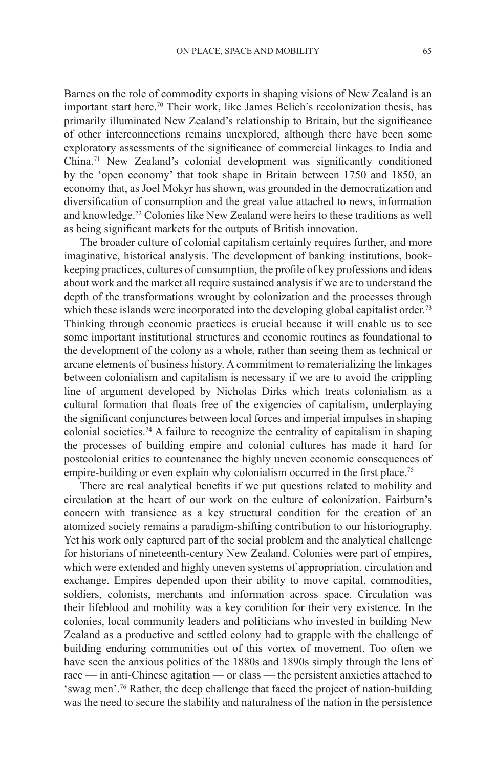Barnes on the role of commodity exports in shaping visions of New Zealand is an important start here.[70] Their work, like James Belich's recolonization thesis, has primarily illuminated New Zealand's relationship to Britain, but the significance of other interconnections remains unexplored, although there have been some exploratory assessments of the significance of commercial linkages to India and China.[71] New Zealand's colonial development was significantly conditioned by the 'open economy' that took shape in Britain between 1750 and 1850, an economy that, as Joel Mokyr has shown, was grounded in the democratization and diversification of consumption and the great value attached to news, information and knowledge.[72] Colonies like New Zealand were heirs to these traditions as well as being significant markets for the outputs of British innovation.

The broader culture of colonial capitalism certainly requires further, and more imaginative, historical analysis. The development of banking institutions, book-keeping practices, cultures of consumption, the profile of key professions and ideas about work and the market all require sustained analysis if we are to understand the depth of the transformations wrought by colonization and the processes through which these islands were incorporated into the developing global capitalist order.[73] Thinking through economic practices is crucial because it will enable us to see some important institutional structures and economic routines as foundational to the development of the colony as a whole, rather than seeing them as technical or arcane elements of business history. A commitment to rematerializing the linkages between colonialism and capitalism is necessary if we are to avoid the crippling line of argument developed by Nicholas Dirks which treats colonialism as a cultural formation that floats free of the exigencies of capitalism, underplaying the significant conjunctures between local forces and imperial impulses in shaping colonial societies.[74] A failure to recognize the centrality of capitalism in shaping the processes of building empire and colonial cultures has made it hard for postcolonial critics to countenance the highly uneven economic consequences of empire-building or even explain why colonialism occurred in the first place.[75]

There are real analytical benefits if we put questions related to mobility and circulation at the heart of our work on the culture of colonization. Fairburn's concern with transience as a key structural condition for the creation of an atomized society remains a paradigm-shifting contribution to our historiography. Yet his work only captured part of the social problem and the analytical challenge for historians of nineteenth-century New Zealand. Colonies were part of empires, which were extended and highly uneven systems of appropriation, circulation and exchange. Empires depended upon their ability to move capital, commodities, soldiers, colonists, merchants and information across space. Circulation was their lifeblood and mobility was a key condition for their very existence. In the colonies, local community leaders and politicians who invested in building New Zealand as a productive and settled colony had to grapple with the challenge of building enduring communities out of this vortex of movement. Too often we have seen the anxious politics of the 1880s and 1890s simply through the lens of race — in anti-Chinese agitation — or class — the persistent anxieties attached to 'swag men'.[76] Rather, the deep challenge that faced the project of nation-building was the need to secure the stability and naturalness of the nation in the persistence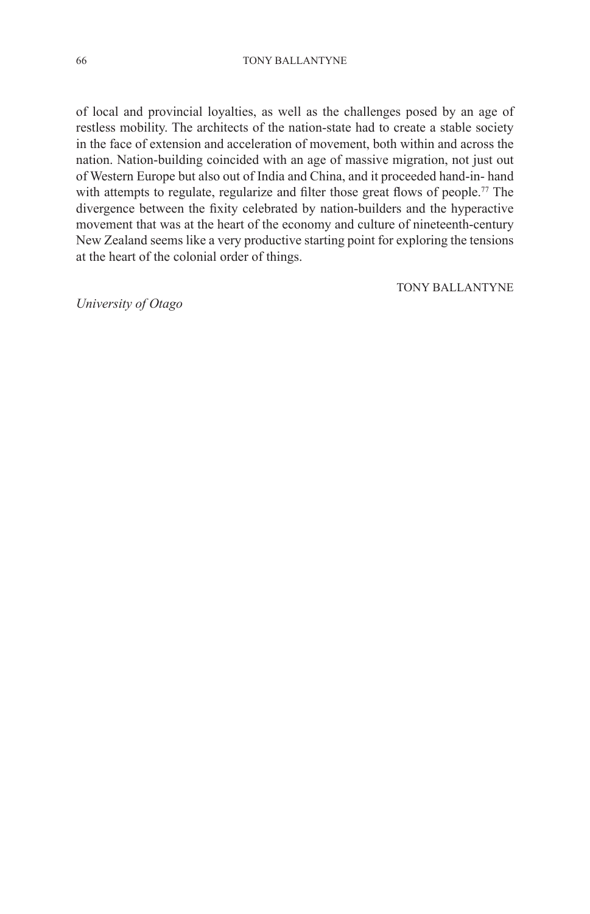of local and provincial loyalties, as well as the challenges posed by an age of restless mobility. The architects of the nation-state had to create a stable society in the face of extension and acceleration of movement, both within and across the nation. Nation-building coincided with an age of massive migration, not just out of Western Europe but also out of India and China, and it proceeded hand-in- hand with attempts to regulate, regularize and filter those great flows of people.[77] The divergence between the fixity celebrated by nation-builders and the hyperactive movement that was at the heart of the economy and culture of nineteenth-century New Zealand seems like a very productive starting point for exploring the tensions at the heart of the colonial order of things.

TONY BALLANTYNE

*University of Otago*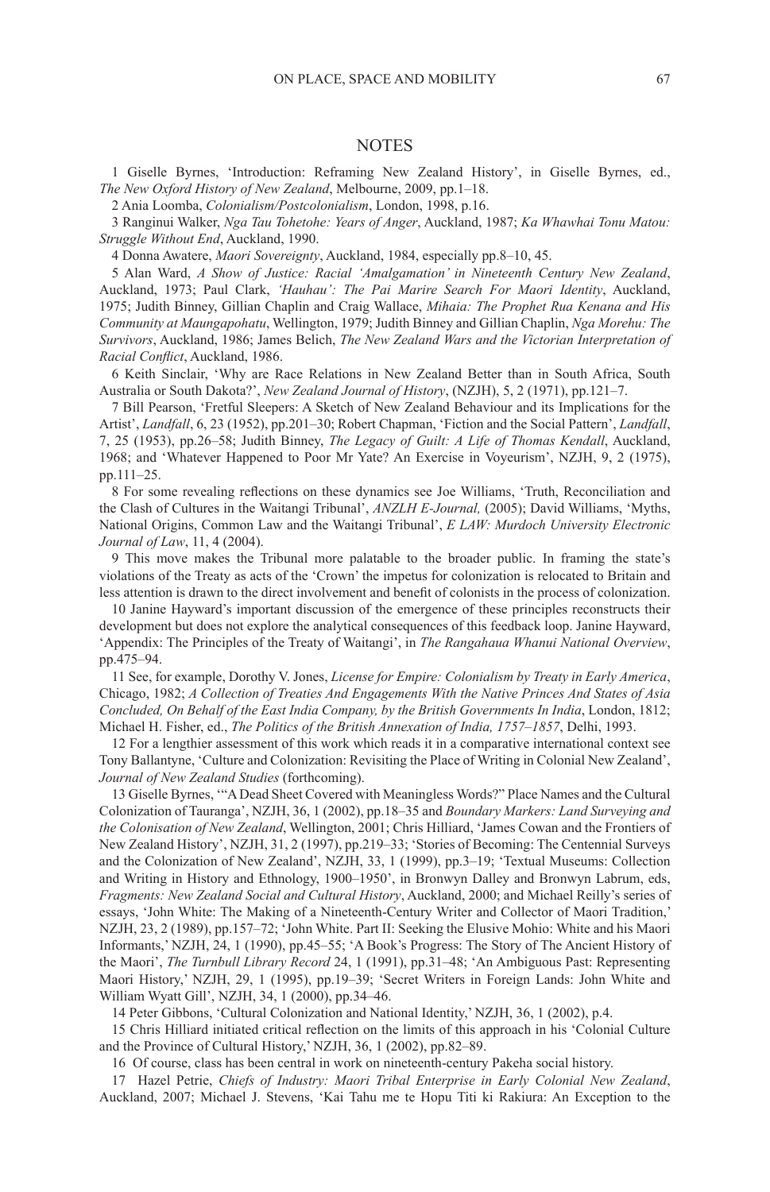## NOTES

1 Giselle Byrnes, 'Introduction: Reframing New Zealand History', in Giselle Byrnes, ed., *The New Oxford History of New Zealand*, Melbourne, 2009, pp.1–18.

2 Ania Loomba, *Colonialism/Postcolonialism*, London, 1998, p.16.

3 Ranginui Walker, *Nga Tau Tohetohe: Years of Anger*, Auckland, 1987; *Ka Whawhai Tonu Matou: Struggle Without End*, Auckland, 1990.

4 Donna Awatere, *Maori Sovereignty*, Auckland, 1984, especially pp.8–10, 45.

5 Alan Ward, *A Show of Justice: Racial 'Amalgamation' in Nineteenth Century New Zealand*, Auckland, 1973; Paul Clark, *'Hauhau': The Pai Marire Search For Maori Identity*, Auckland, 1975; Judith Binney, Gillian Chaplin and Craig Wallace, *Mihaia: The Prophet Rua Kenana and His Community at Maungapohatu*, Wellington, 1979; Judith Binney and Gillian Chaplin, *Nga Morehu: The Survivors*, Auckland, 1986; James Belich, *The New Zealand Wars and the Victorian Interpretation of Racial Conflict*, Auckland, 1986.

6 Keith Sinclair, 'Why are Race Relations in New Zealand Better than in South Africa, South Australia or South Dakota?', *New Zealand Journal of History*, (NZJH), 5, 2 (1971), pp.121–7.

7 Bill Pearson, 'Fretful Sleepers: A Sketch of New Zealand Behaviour and its Implications for the Artist', *Landfall*, 6, 23 (1952), pp.201–30; Robert Chapman, 'Fiction and the Social Pattern', *Landfall*, 7, 25 (1953), pp.26–58; Judith Binney, *The Legacy of Guilt: A Life of Thomas Kendall*, Auckland, 1968; and 'Whatever Happened to Poor Mr Yate? An Exercise in Voyeurism', NZJH, 9, 2 (1975), pp.111–25.

8 For some revealing reflections on these dynamics see Joe Williams, 'Truth, Reconciliation and the Clash of Cultures in the Waitangi Tribunal', *ANZLH E-Journal,* (2005); David Williams, 'Myths, National Origins, Common Law and the Waitangi Tribunal', *E LAW: Murdoch University Electronic Journal of Law*, 11, 4 (2004).

9 This move makes the Tribunal more palatable to the broader public. In framing the state's violations of the Treaty as acts of the 'Crown' the impetus for colonization is relocated to Britain and less attention is drawn to the direct involvement and benefit of colonists in the process of colonization.

10 Janine Hayward's important discussion of the emergence of these principles reconstructs their development but does not explore the analytical consequences of this feedback loop. Janine Hayward, 'Appendix: The Principles of the Treaty of Waitangi', in *The Rangahaua Whanui National Overview*, pp.475–94.

11 See, for example, Dorothy V. Jones, *License for Empire: Colonialism by Treaty in Early America*, Chicago, 1982; *A Collection of Treaties And Engagements With the Native Princes And States of Asia Concluded, On Behalf of the East India Company, by the British Governments In India*, London, 1812; Michael H. Fisher, ed., *The Politics of the British Annexation of India, 1757–1857*, Delhi, 1993.

12 For a lengthier assessment of this work which reads it in a comparative international context see Tony Ballantyne, 'Culture and Colonization: Revisiting the Place of Writing in Colonial New Zealand', *Journal of New Zealand Studies* (forthcoming).

13 Giselle Byrnes, '"A Dead Sheet Covered with Meaningless Words?" Place Names and the Cultural Colonization of Tauranga', NZJH, 36, 1 (2002), pp.18–35 and *Boundary Markers: Land Surveying and the Colonisation of New Zealand*, Wellington, 2001; Chris Hilliard, 'James Cowan and the Frontiers of New Zealand History', NZJH, 31, 2 (1997), pp.219–33; 'Stories of Becoming: The Centennial Surveys and the Colonization of New Zealand', NZJH, 33, 1 (1999), pp.3–19; 'Textual Museums: Collection and Writing in History and Ethnology, 1900–1950', in Bronwyn Dalley and Bronwyn Labrum, eds, *Fragments: New Zealand Social and Cultural History*, Auckland, 2000; and Michael Reilly's series of essays, 'John White: The Making of a Nineteenth-Century Writer and Collector of Maori Tradition,' NZJH, 23, 2 (1989), pp.157–72; 'John White. Part II: Seeking the Elusive Mohio: White and his Maori Informants,' NZJH, 24, 1 (1990), pp.45–55; 'A Book's Progress: The Story of The Ancient History of the Maori', *The Turnbull Library Record* 24, 1 (1991), pp.31–48; 'An Ambiguous Past: Representing Maori History,' NZJH, 29, 1 (1995), pp.19–39; 'Secret Writers in Foreign Lands: John White and William Wyatt Gill', NZJH, 34, 1 (2000), pp.34–46.

14 Peter Gibbons, 'Cultural Colonization and National Identity,' NZJH, 36, 1 (2002), p.4.

15 Chris Hilliard initiated critical reflection on the limits of this approach in his 'Colonial Culture and the Province of Cultural History,' NZJH, 36, 1 (2002), pp.82–89.

16 Of course, class has been central in work on nineteenth-century Pakeha social history.

17 Hazel Petrie, *Chiefs of Industry: Maori Tribal Enterprise in Early Colonial New Zealand*, Auckland, 2007; Michael J. Stevens, 'Kai Tahu me te Hopu Titi ki Rakiura: An Exception to the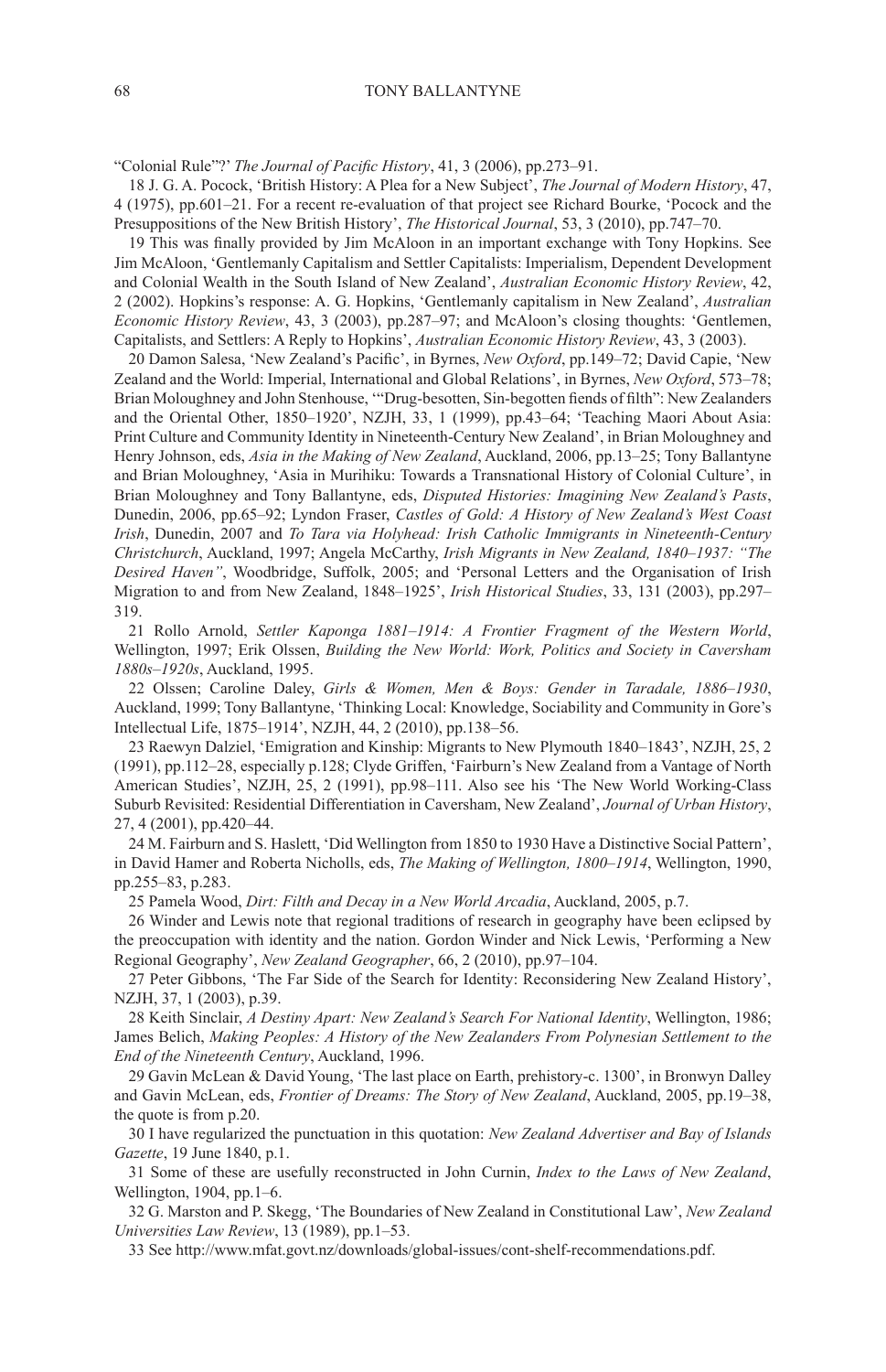"Colonial Rule"?' *The Journal of Pacific History*, 41, 3 (2006), pp.273–91.

18 J. G. A. Pocock, 'British History: A Plea for a New Subject', *The Journal of Modern History*, 47, 4 (1975), pp.601–21. For a recent re-evaluation of that project see Richard Bourke, 'Pocock and the Presuppositions of the New British History', *The Historical Journal*, 53, 3 (2010), pp.747–70.

19 This was finally provided by Jim McAloon in an important exchange with Tony Hopkins. See Jim McAloon, 'Gentlemanly Capitalism and Settler Capitalists: Imperialism, Dependent Development and Colonial Wealth in the South Island of New Zealand', *Australian Economic History Review*, 42, 2 (2002). Hopkins's response: A. G. Hopkins, 'Gentlemanly capitalism in New Zealand', *Australian Economic History Review*, 43, 3 (2003), pp.287–97; and McAloon's closing thoughts: 'Gentlemen, Capitalists, and Settlers: A Reply to Hopkins', *Australian Economic History Review*, 43, 3 (2003).

20 Damon Salesa, 'New Zealand's Pacific', in Byrnes, *New Oxford*, pp.149–72; David Capie, 'New Zealand and the World: Imperial, International and Global Relations', in Byrnes, *New Oxford*, 573–78; Brian Moloughney and John Stenhouse, '"Drug-besotten, Sin-begotten fiends of filth": New Zealanders and the Oriental Other, 1850–1920', NZJH, 33, 1 (1999), pp.43–64; 'Teaching Maori About Asia: Print Culture and Community Identity in Nineteenth-Century New Zealand', in Brian Moloughney and Henry Johnson, eds, *Asia in the Making of New Zealand*, Auckland, 2006, pp.13–25; Tony Ballantyne and Brian Moloughney, 'Asia in Murihiku: Towards a Transnational History of Colonial Culture', in Brian Moloughney and Tony Ballantyne, eds, *Disputed Histories: Imagining New Zealand's Pasts*, Dunedin, 2006, pp.65–92; Lyndon Fraser, *Castles of Gold: A History of New Zealand's West Coast Irish*, Dunedin, 2007 and *To Tara via Holyhead: Irish Catholic Immigrants in Nineteenth-Century Christchurch*, Auckland, 1997; Angela McCarthy, *Irish Migrants in New Zealand, 1840–1937: "The Desired Haven"*, Woodbridge, Suffolk, 2005; and 'Personal Letters and the Organisation of Irish Migration to and from New Zealand, 1848–1925', *Irish Historical Studies*, 33, 131 (2003), pp.297–319.

21 Rollo Arnold, *Settler Kaponga 1881–1914: A Frontier Fragment of the Western World*, Wellington, 1997; Erik Olssen, *Building the New World: Work, Politics and Society in Caversham 1880s–1920s*, Auckland, 1995.

22 Olssen; Caroline Daley, *Girls & Women, Men & Boys: Gender in Taradale, 1886–1930*, Auckland, 1999; Tony Ballantyne, 'Thinking Local: Knowledge, Sociability and Community in Gore's Intellectual Life, 1875–1914', NZJH, 44, 2 (2010), pp.138–56.

23 Raewyn Dalziel, 'Emigration and Kinship: Migrants to New Plymouth 1840–1843', NZJH, 25, 2 (1991), pp.112–28, especially p.128; Clyde Griffen, 'Fairburn's New Zealand from a Vantage of North American Studies', NZJH, 25, 2 (1991), pp.98–111. Also see his 'The New World Working-Class Suburb Revisited: Residential Differentiation in Caversham, New Zealand', *Journal of Urban History*, 27, 4 (2001), pp.420–44.

24 M. Fairburn and S. Haslett, 'Did Wellington from 1850 to 1930 Have a Distinctive Social Pattern', in David Hamer and Roberta Nicholls, eds, *The Making of Wellington, 1800–1914*, Wellington, 1990, pp.255–83, p.283.

25 Pamela Wood, *Dirt: Filth and Decay in a New World Arcadia*, Auckland, 2005, p.7.

26 Winder and Lewis note that regional traditions of research in geography have been eclipsed by the preoccupation with identity and the nation. Gordon Winder and Nick Lewis, 'Performing a New Regional Geography', *New Zealand Geographer*, 66, 2 (2010), pp.97–104.

27 Peter Gibbons, 'The Far Side of the Search for Identity: Reconsidering New Zealand History', NZJH, 37, 1 (2003), p.39.

28 Keith Sinclair, *A Destiny Apart: New Zealand's Search For National Identity*, Wellington, 1986; James Belich, *Making Peoples: A History of the New Zealanders From Polynesian Settlement to the End of the Nineteenth Century*, Auckland, 1996.

29 Gavin McLean & David Young, 'The last place on Earth, prehistory-c. 1300', in Bronwyn Dalley and Gavin McLean, eds, *Frontier of Dreams: The Story of New Zealand*, Auckland, 2005, pp.19–38, the quote is from p.20.

30 I have regularized the punctuation in this quotation: *New Zealand Advertiser and Bay of Islands Gazette*, 19 June 1840, p.1.

31 Some of these are usefully reconstructed in John Curnin, *Index to the Laws of New Zealand*, Wellington, 1904, pp.1–6.

32 G. Marston and P. Skegg, 'The Boundaries of New Zealand in Constitutional Law', *New Zealand Universities Law Review*, 13 (1989), pp.1–53.

33 See http://www.mfat.govt.nz/downloads/global-issues/cont-shelf-recommendations.pdf.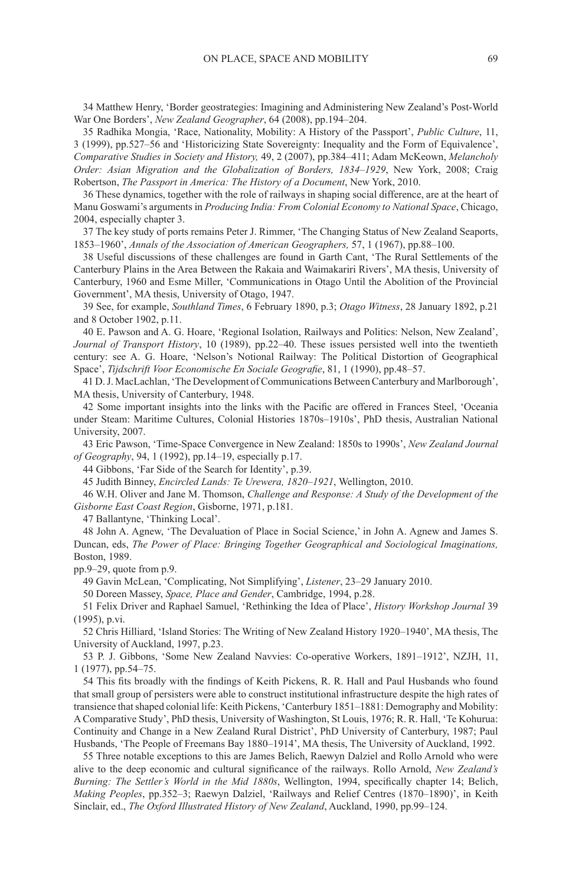34 Matthew Henry, 'Border geostrategies: Imagining and Administering New Zealand's Post-World War One Borders', *New Zealand Geographer*, 64 (2008), pp.194–204.

35 Radhika Mongia, 'Race, Nationality, Mobility: A History of the Passport', *Public Culture*, 11, 3 (1999), pp.527–56 and 'Historicizing State Sovereignty: Inequality and the Form of Equivalence', *Comparative Studies in Society and History,* 49, 2 (2007), pp.384–411; Adam McKeown, *Melancholy Order: Asian Migration and the Globalization of Borders, 1834–1929*, New York, 2008; Craig Robertson, *The Passport in America: The History of a Document*, New York, 2010.

36 These dynamics, together with the role of railways in shaping social difference, are at the heart of Manu Goswami's arguments in *Producing India: From Colonial Economy to National Space*, Chicago, 2004, especially chapter 3.

37 The key study of ports remains Peter J. Rimmer, 'The Changing Status of New Zealand Seaports, 1853–1960', *Annals of the Association of American Geographers,* 57, 1 (1967), pp.88–100.

38 Useful discussions of these challenges are found in Garth Cant, 'The Rural Settlements of the Canterbury Plains in the Area Between the Rakaia and Waimakariri Rivers', MA thesis, University of Canterbury, 1960 and Esme Miller, 'Communications in Otago Until the Abolition of the Provincial Government', MA thesis, University of Otago, 1947.

39 See, for example, *Southland Times*, 6 February 1890, p.3; *Otago Witness*, 28 January 1892, p.21 and 8 October 1902, p.11.

40 E. Pawson and A. G. Hoare, 'Regional Isolation, Railways and Politics: Nelson, New Zealand', *Journal of Transport History*, 10 (1989), pp.22–40. These issues persisted well into the twentieth century: see A. G. Hoare, 'Nelson's Notional Railway: The Political Distortion of Geographical Space', *Tijdschrift Voor Economische En Sociale Geografie*, 81, 1 (1990), pp.48–57.

41 D. J. MacLachlan, 'The Development of Communications Between Canterbury and Marlborough', MA thesis, University of Canterbury, 1948.

42 Some important insights into the links with the Pacific are offered in Frances Steel, 'Oceania under Steam: Maritime Cultures, Colonial Histories 1870s–1910s', PhD thesis, Australian National University, 2007.

43 Eric Pawson, 'Time-Space Convergence in New Zealand: 1850s to 1990s', *New Zealand Journal of Geography*, 94, 1 (1992), pp.14–19, especially p.17.

44 Gibbons, 'Far Side of the Search for Identity', p.39.

45 Judith Binney, *Encircled Lands: Te Urewera, 1820–1921*, Wellington, 2010.

46 W.H. Oliver and Jane M. Thomson, *Challenge and Response: A Study of the Development of the Gisborne East Coast Region*, Gisborne, 1971, p.181.

47 Ballantyne, 'Thinking Local'.

48 John A. Agnew, 'The Devaluation of Place in Social Science,' in John A. Agnew and James S. Duncan, eds, *The Power of Place: Bringing Together Geographical and Sociological Imaginations,* Boston, 1989.
pp.9–29, quote from p.9.

49 Gavin McLean, 'Complicating, Not Simplifying', *Listener*, 23–29 January 2010.

50 Doreen Massey, *Space, Place and Gender*, Cambridge, 1994, p.28.

51 Felix Driver and Raphael Samuel, 'Rethinking the Idea of Place', *History Workshop Journal* 39 (1995), p.vi.

52 Chris Hilliard, 'Island Stories: The Writing of New Zealand History 1920–1940', MA thesis, The University of Auckland, 1997, p.23.

53 P. J. Gibbons, 'Some New Zealand Navvies: Co-operative Workers, 1891–1912', NZJH, 11, 1 (1977), pp.54–75.

54 This fits broadly with the findings of Keith Pickens, R. R. Hall and Paul Husbands who found that small group of persisters were able to construct institutional infrastructure despite the high rates of transience that shaped colonial life: Keith Pickens, 'Canterbury 1851–1881: Demography and Mobility: A Comparative Study', PhD thesis, University of Washington, St Louis, 1976; R. R. Hall, 'Te Kohurua: Continuity and Change in a New Zealand Rural District', PhD University of Canterbury, 1987; Paul Husbands, 'The People of Freemans Bay 1880–1914', MA thesis, The University of Auckland, 1992.

55 Three notable exceptions to this are James Belich, Raewyn Dalziel and Rollo Arnold who were alive to the deep economic and cultural significance of the railways. Rollo Arnold, *New Zealand's Burning: The Settler's World in the Mid 1880s*, Wellington, 1994, specifically chapter 14; Belich, *Making Peoples*, pp.352–3; Raewyn Dalziel, 'Railways and Relief Centres (1870–1890)', in Keith Sinclair, ed., *The Oxford Illustrated History of New Zealand*, Auckland, 1990, pp.99–124.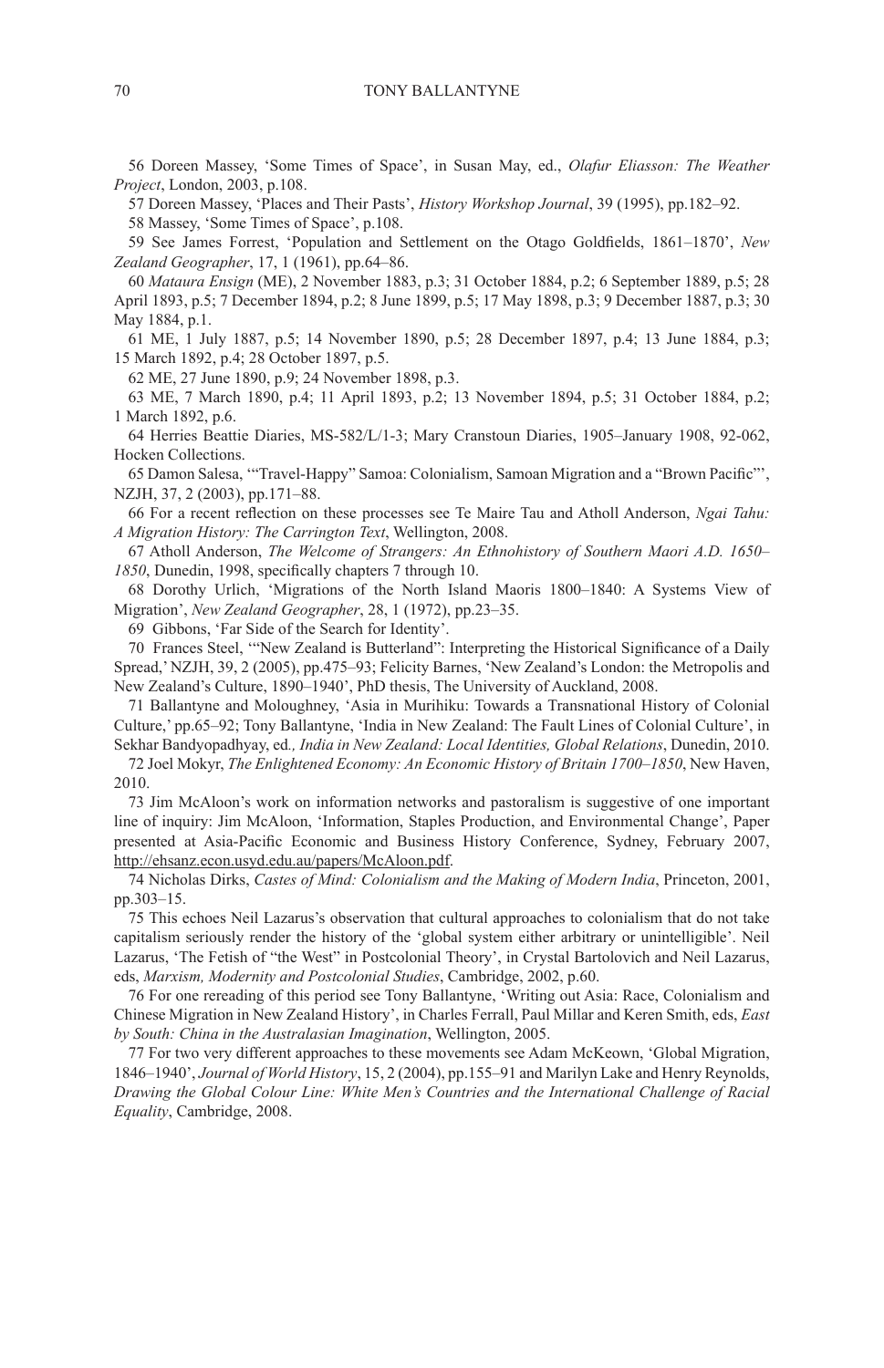56 Doreen Massey, 'Some Times of Space', in Susan May, ed., *Olafur Eliasson: The Weather Project*, London, 2003, p.108.

57 Doreen Massey, 'Places and Their Pasts', *History Workshop Journal*, 39 (1995), pp.182–92.

58 Massey, 'Some Times of Space', p.108.

59 See James Forrest, 'Population and Settlement on the Otago Goldfields, 1861–1870', *New Zealand Geographer*, 17, 1 (1961), pp.64–86.

60 *Mataura Ensign* (ME), 2 November 1883, p.3; 31 October 1884, p.2; 6 September 1889, p.5; 28 April 1893, p.5; 7 December 1894, p.2; 8 June 1899, p.5; 17 May 1898, p.3; 9 December 1887, p.3; 30 May 1884, p.1.

61 ME, 1 July 1887, p.5; 14 November 1890, p.5; 28 December 1897, p.4; 13 June 1884, p.3; 15 March 1892, p.4; 28 October 1897, p.5.

62 ME, 27 June 1890, p.9; 24 November 1898, p.3.

63 ME, 7 March 1890, p.4; 11 April 1893, p.2; 13 November 1894, p.5; 31 October 1884, p.2; 1 March 1892, p.6.

64 Herries Beattie Diaries, MS-582/L/1-3; Mary Cranstoun Diaries, 1905–January 1908, 92-062, Hocken Collections.

65 Damon Salesa, '"Travel-Happy" Samoa: Colonialism, Samoan Migration and a "Brown Pacific"', NZJH, 37, 2 (2003), pp.171–88.

66 For a recent reflection on these processes see Te Maire Tau and Atholl Anderson, *Ngai Tahu: A Migration History: The Carrington Text*, Wellington, 2008.

67 Atholl Anderson, *The Welcome of Strangers: An Ethnohistory of Southern Maori A.D. 1650–1850*, Dunedin, 1998, specifically chapters 7 through 10.

68 Dorothy Urlich, 'Migrations of the North Island Maoris 1800–1840: A Systems View of Migration', *New Zealand Geographer*, 28, 1 (1972), pp.23–35.

69 Gibbons, 'Far Side of the Search for Identity'.

70 Frances Steel, '"New Zealand is Butterland": Interpreting the Historical Significance of a Daily Spread,' NZJH, 39, 2 (2005), pp.475–93; Felicity Barnes, 'New Zealand's London: the Metropolis and New Zealand's Culture, 1890–1940', PhD thesis, The University of Auckland, 2008.

71 Ballantyne and Moloughney, 'Asia in Murihiku: Towards a Transnational History of Colonial Culture,' pp.65–92; Tony Ballantyne, 'India in New Zealand: The Fault Lines of Colonial Culture', in Sekhar Bandyopadhyay, ed*., India in New Zealand: Local Identities, Global Relations*, Dunedin, 2010.

72 Joel Mokyr, *The Enlightened Economy: An Economic History of Britain 1700–1850*, New Haven, 2010.

73 Jim McAloon's work on information networks and pastoralism is suggestive of one important line of inquiry: Jim McAloon, 'Information, Staples Production, and Environmental Change', Paper presented at Asia-Pacific Economic and Business History Conference, Sydney, February 2007, http://ehsanz.econ.usyd.edu.au/papers/McAloon.pdf.

74 Nicholas Dirks, *Castes of Mind: Colonialism and the Making of Modern India*, Princeton, 2001, pp.303–15.

75 This echoes Neil Lazarus's observation that cultural approaches to colonialism that do not take capitalism seriously render the history of the 'global system either arbitrary or unintelligible'. Neil Lazarus, 'The Fetish of "the West" in Postcolonial Theory', in Crystal Bartolovich and Neil Lazarus, eds, *Marxism, Modernity and Postcolonial Studies*, Cambridge, 2002, p.60.

76 For one rereading of this period see Tony Ballantyne, 'Writing out Asia: Race, Colonialism and Chinese Migration in New Zealand History', in Charles Ferrall, Paul Millar and Keren Smith, eds, *East by South: China in the Australasian Imagination*, Wellington, 2005.

77 For two very different approaches to these movements see Adam McKeown, 'Global Migration, 1846–1940', *Journal of World History*, 15, 2 (2004), pp.155–91 and Marilyn Lake and Henry Reynolds, *Drawing the Global Colour Line: White Men's Countries and the International Challenge of Racial Equality*, Cambridge, 2008.